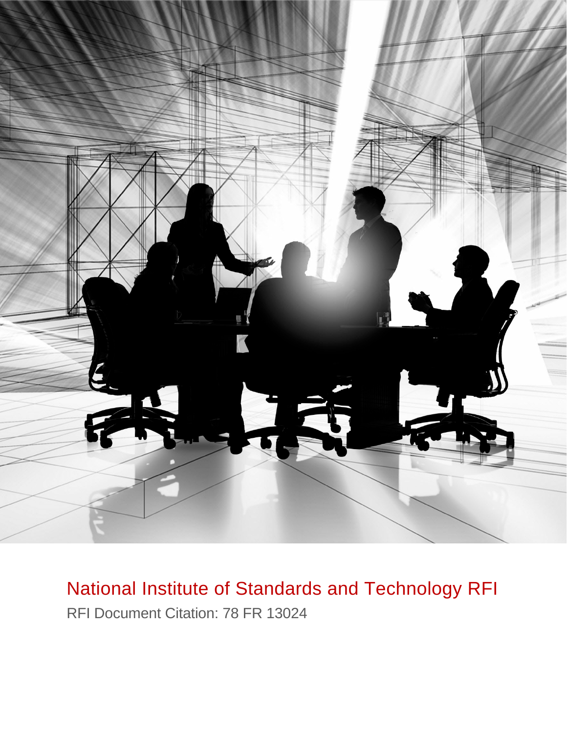# National Institute of Standards and Technology RFI

RFI Document Citation: 78 FR 13024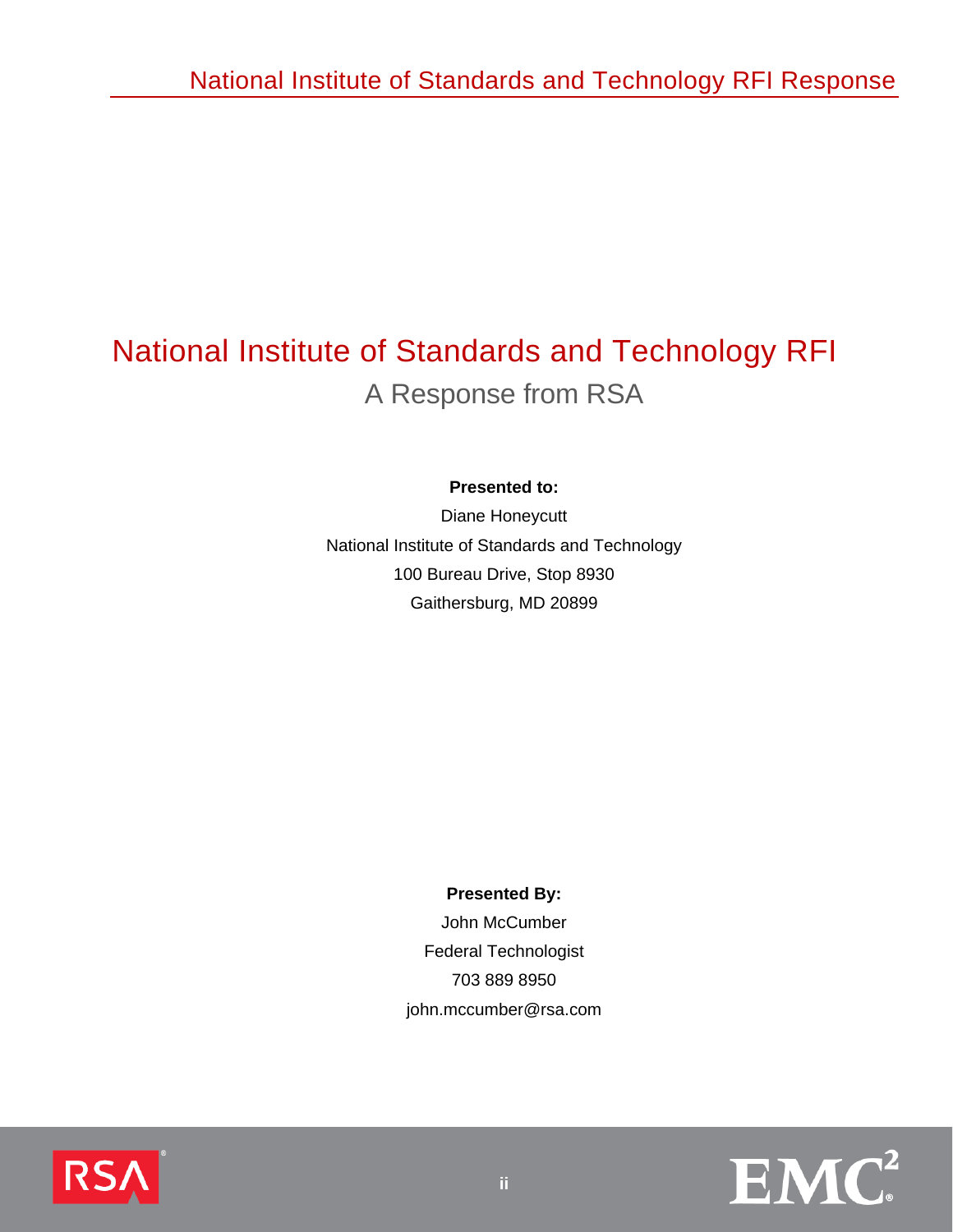# National Institute of Standards and Technology RFI

## A Response from RSA

**Presented to:**

Diane Honeycutt

National Institute of Standards and Technology

100 Bureau Drive, Stop 8930

Gaithersburg, MD 20899

**Presented By:**

John McCumber

Federal Technologist

703 889 8950

john.mccumber@rsa.com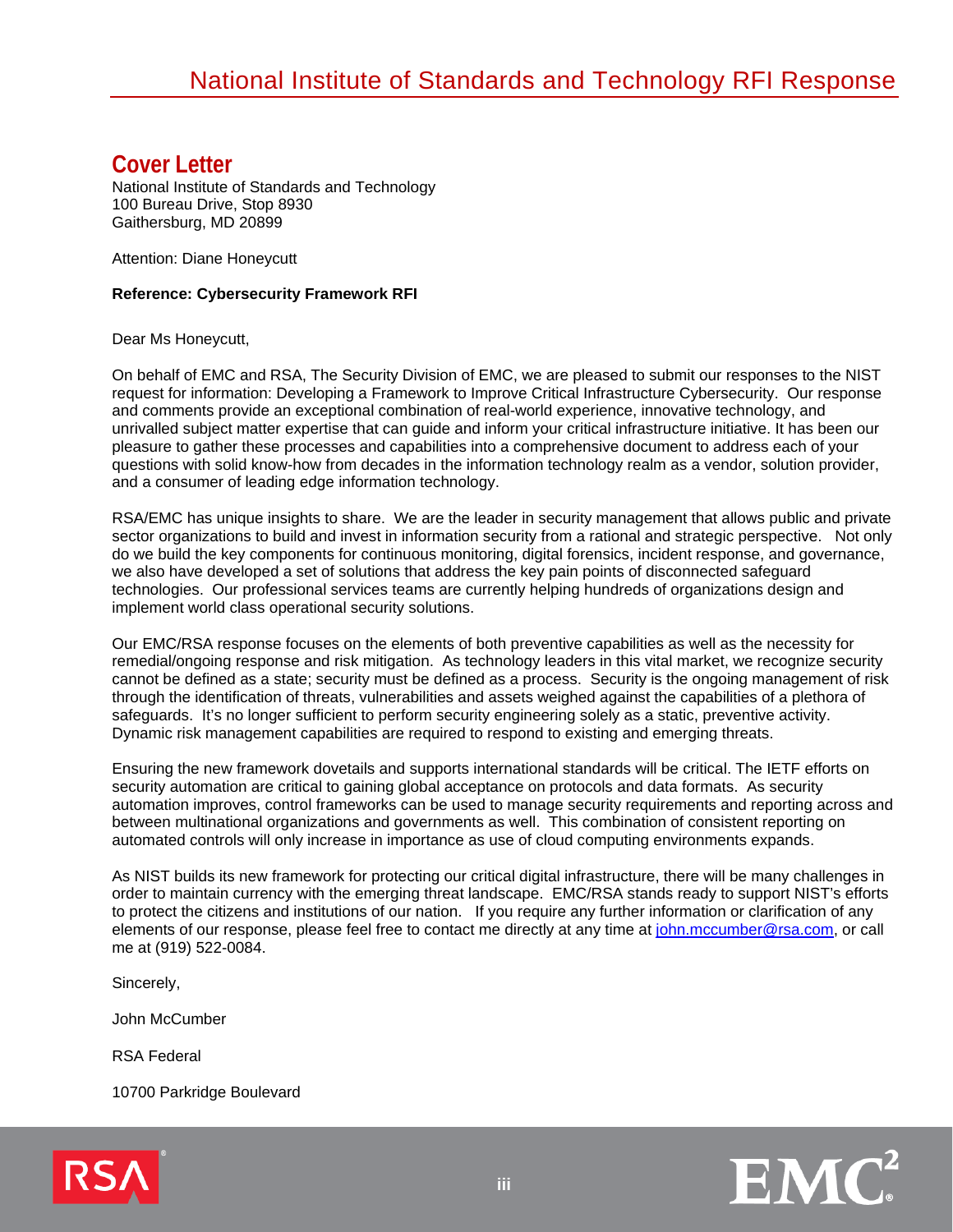## Cover Letter

National Institute of Standards and Technology
100 Bureau Drive, Stop 8930
Gaithersburg, MD 20899

Attention: Diane Honeycutt

**Reference: Cybersecurity Framework RFI**

Dear Ms Honeycutt,

On behalf of EMC and RSA, The Security Division of EMC, we are pleased to submit our responses to the NIST request for information: Developing a Framework to Improve Critical Infrastructure Cybersecurity. Our response and comments provide an exceptional combination of real-world experience, innovative technology, and unrivalled subject matter expertise that can guide and inform your critical infrastructure initiative. It has been our pleasure to gather these processes and capabilities into a comprehensive document to address each of your questions with solid know-how from decades in the information technology realm as a vendor, solution provider, and a consumer of leading edge information technology.

RSA/EMC has unique insights to share. We are the leader in security management that allows public and private sector organizations to build and invest in information security from a rational and strategic perspective. Not only do we build the key components for continuous monitoring, digital forensics, incident response, and governance, we also have developed a set of solutions that address the key pain points of disconnected safeguard technologies. Our professional services teams are currently helping hundreds of organizations design and implement world class operational security solutions.

Our EMC/RSA response focuses on the elements of both preventive capabilities as well as the necessity for remedial/ongoing response and risk mitigation. As technology leaders in this vital market, we recognize security cannot be defined as a state; security must be defined as a process. Security is the ongoing management of risk through the identification of threats, vulnerabilities and assets weighed against the capabilities of a plethora of safeguards. It's no longer sufficient to perform security engineering solely as a static, preventive activity. Dynamic risk management capabilities are required to respond to existing and emerging threats.

Ensuring the new framework dovetails and supports international standards will be critical. The IETF efforts on security automation are critical to gaining global acceptance on protocols and data formats. As security automation improves, control frameworks can be used to manage security requirements and reporting across and between multinational organizations and governments as well. This combination of consistent reporting on automated controls will only increase in importance as use of cloud computing environments expands.

As NIST builds its new framework for protecting our critical digital infrastructure, there will be many challenges in order to maintain currency with the emerging threat landscape. EMC/RSA stands ready to support NIST's efforts to protect the citizens and institutions of our nation. If you require any further information or clarification of any elements of our response, please feel free to contact me directly at any time at john.mccumber@rsa.com, or call me at (919) 522-0084.

Sincerely,

John McCumber

RSA Federal

10700 Parkridge Boulevard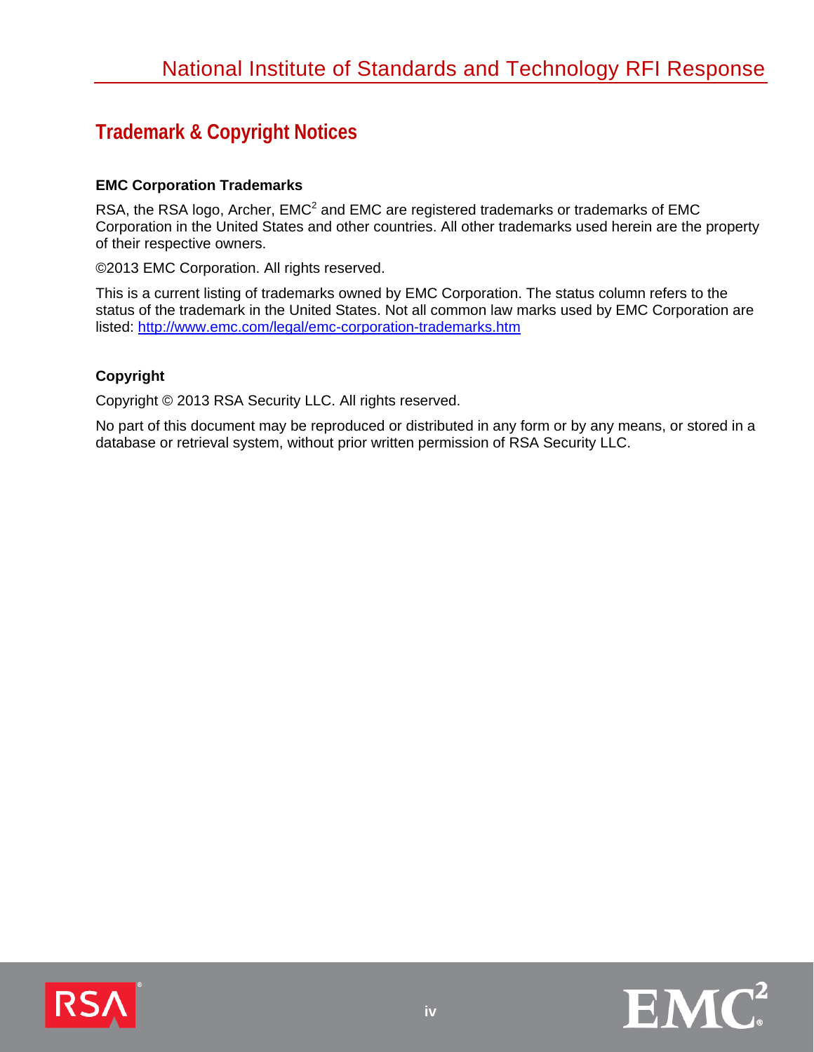# Trademark & Copyright Notices

### EMC Corporation Trademarks

RSA, the RSA logo, Archer, $EMC^2$ and EMC are registered trademarks or trademarks of EMC Corporation in the United States and other countries. All other trademarks used herein are the property of their respective owners.

©2013 EMC Corporation. All rights reserved.

This is a current listing of trademarks owned by EMC Corporation. The status column refers to the status of the trademark in the United States. Not all common law marks used by EMC Corporation are listed: http://www.emc.com/legal/emc-corporation-trademarks.htm

### Copyright

Copyright © 2013 RSA Security LLC. All rights reserved.

No part of this document may be reproduced or distributed in any form or by any means, or stored in a database or retrieval system, without prior written permission of RSA Security LLC.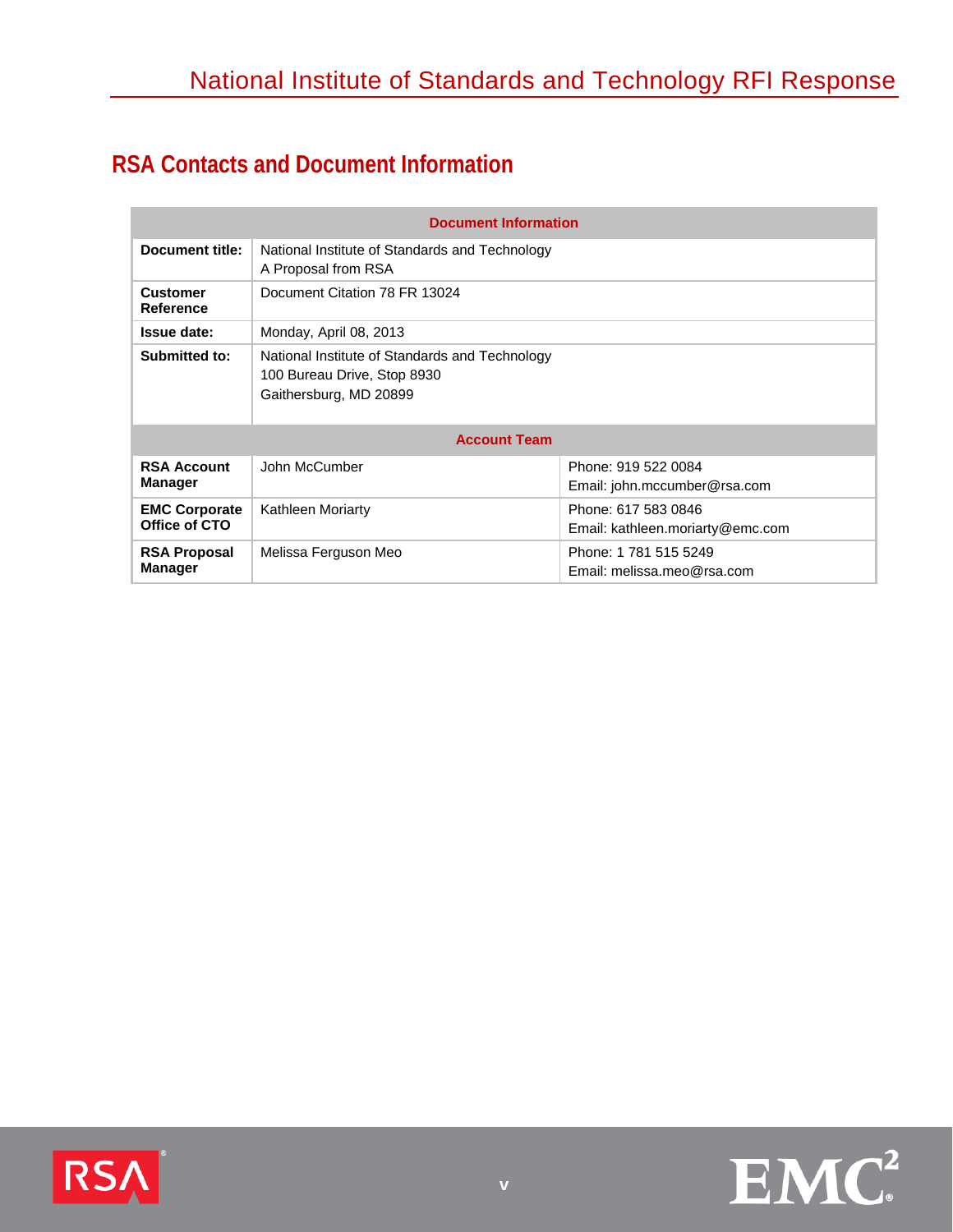## RSA Contacts and Document Information

| Document Information | | |
|---|---|---|
| **Document title:** | National Institute of Standards and Technology<br>A Proposal from RSA | |
| **Customer Reference** | Document Citation 78 FR 13024 | |
| **Issue date:** | Monday, April 08, 2013 | |
| **Submitted to:** | National Institute of Standards and Technology<br>100 Bureau Drive, Stop 8930<br>Gaithersburg, MD 20899 | |
| **Account Team** | | |
| **RSA Account Manager** | John McCumber | Phone: 919 522 0084<br>Email: john.mccumber@rsa.com |
| **EMC Corporate Office of CTO** | Kathleen Moriarty | Phone: 617 583 0846<br>Email: kathleen.moriarty@emc.com |
| **RSA Proposal Manager** | Melissa Ferguson Meo | Phone: 1 781 515 5249<br>Email: melissa.meo@rsa.com |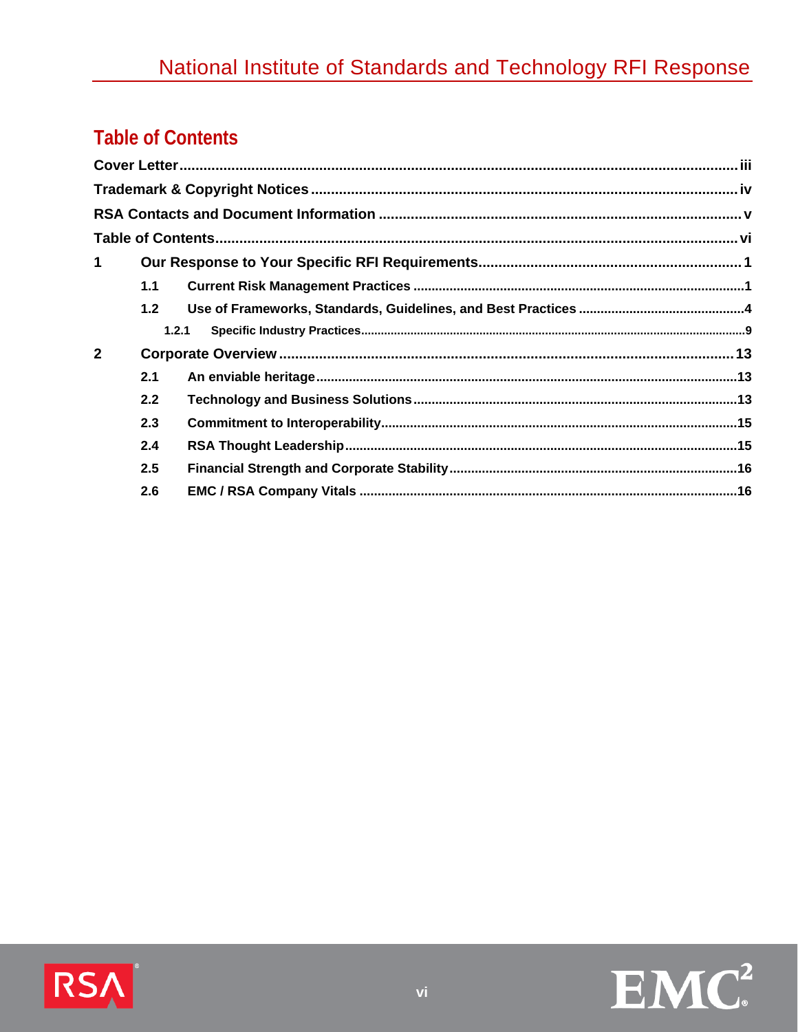## Table of Contents

**Cover Letter** ... iii

**Trademark & Copyright Notices** ... iv

**RSA Contacts and Document Information** ... v

**Table of Contents** ... vi

**1 Our Response to Your Specific RFI Requirements** ... 1

- **1.1 Current Risk Management Practices** ... 1
- **1.2 Use of Frameworks, Standards, Guidelines, and Best Practices** ... 4
  - **1.2.1 Specific Industry Practices** ... 9

**2 Corporate Overview** ... 13

- **2.1 An enviable heritage** ... 13
- **2.2 Technology and Business Solutions** ... 13
- **2.3 Commitment to Interoperability** ... 15
- **2.4 RSA Thought Leadership** ... 15
- **2.5 Financial Strength and Corporate Stability** ... 16
- **2.6 EMC / RSA Company Vitals** ... 16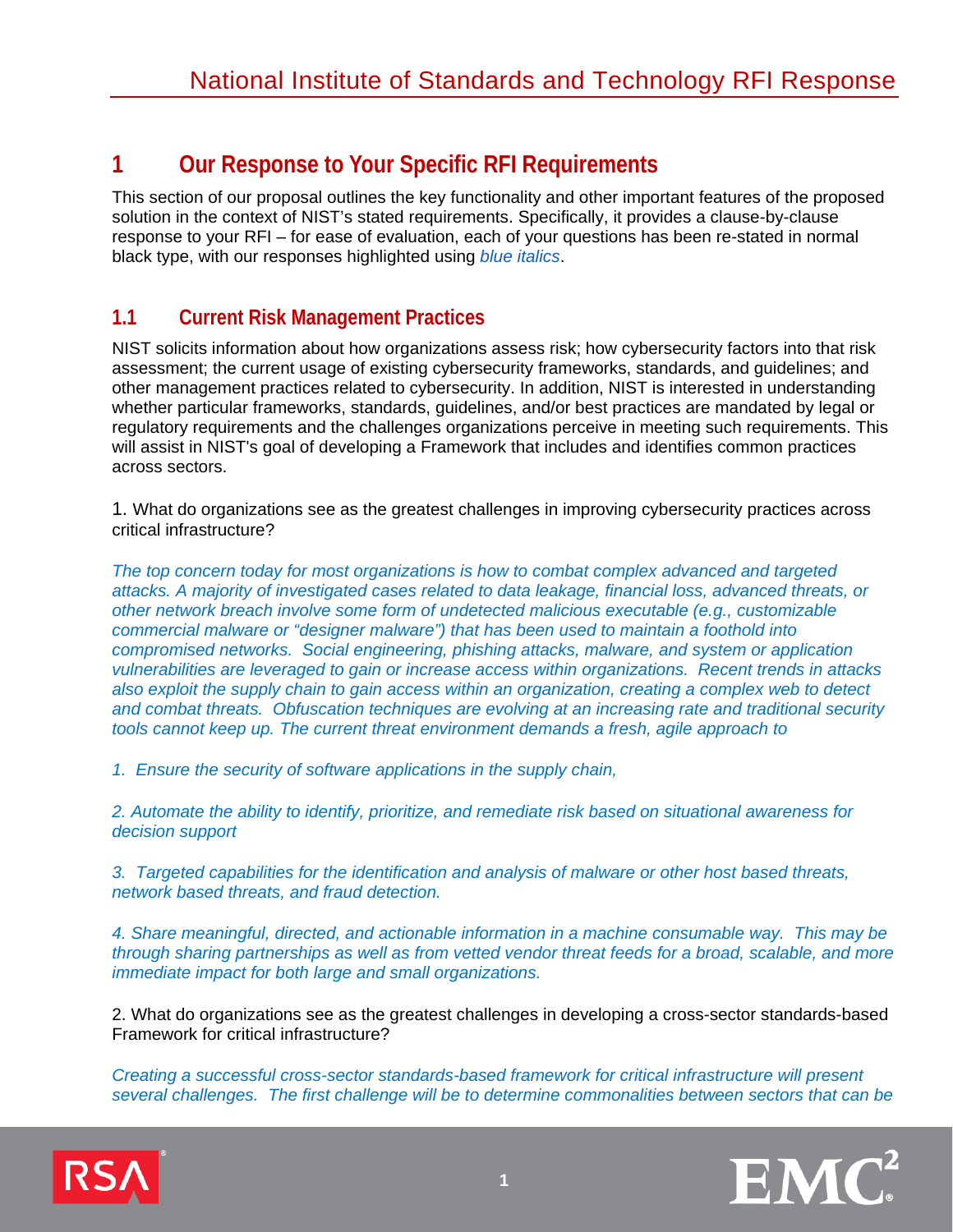# 1 Our Response to Your Specific RFI Requirements

This section of our proposal outlines the key functionality and other important features of the proposed solution in the context of NIST's stated requirements. Specifically, it provides a clause-by-clause response to your RFI – for ease of evaluation, each of your questions has been re-stated in normal black type, with our responses highlighted using *blue italics*.

## 1.1 Current Risk Management Practices

NIST solicits information about how organizations assess risk; how cybersecurity factors into that risk assessment; the current usage of existing cybersecurity frameworks, standards, and guidelines; and other management practices related to cybersecurity. In addition, NIST is interested in understanding whether particular frameworks, standards, guidelines, and/or best practices are mandated by legal or regulatory requirements and the challenges organizations perceive in meeting such requirements. This will assist in NIST's goal of developing a Framework that includes and identifies common practices across sectors.

1. What do organizations see as the greatest challenges in improving cybersecurity practices across critical infrastructure?

*The top concern today for most organizations is how to combat complex advanced and targeted attacks. A majority of investigated cases related to data leakage, financial loss, advanced threats, or other network breach involve some form of undetected malicious executable (e.g., customizable commercial malware or "designer malware") that has been used to maintain a foothold into compromised networks. Social engineering, phishing attacks, malware, and system or application vulnerabilities are leveraged to gain or increase access within organizations. Recent trends in attacks also exploit the supply chain to gain access within an organization, creating a complex web to detect and combat threats. Obfuscation techniques are evolving at an increasing rate and traditional security tools cannot keep up. The current threat environment demands a fresh, agile approach to*

*1. Ensure the security of software applications in the supply chain,*

*2. Automate the ability to identify, prioritize, and remediate risk based on situational awareness for decision support*

*3. Targeted capabilities for the identification and analysis of malware or other host based threats, network based threats, and fraud detection.*

*4. Share meaningful, directed, and actionable information in a machine consumable way. This may be through sharing partnerships as well as from vetted vendor threat feeds for a broad, scalable, and more immediate impact for both large and small organizations.*

2. What do organizations see as the greatest challenges in developing a cross-sector standards-based Framework for critical infrastructure?

*Creating a successful cross-sector standards-based framework for critical infrastructure will present several challenges. The first challenge will be to determine commonalities between sectors that can be*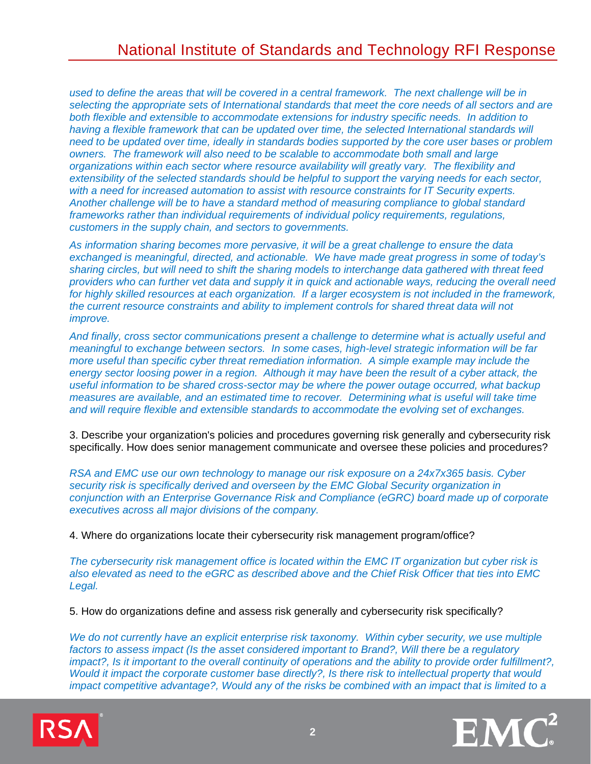*used to define the areas that will be covered in a central framework. The next challenge will be in selecting the appropriate sets of International standards that meet the core needs of all sectors and are both flexible and extensible to accommodate extensions for industry specific needs. In addition to having a flexible framework that can be updated over time, the selected International standards will need to be updated over time, ideally in standards bodies supported by the core user bases or problem owners. The framework will also need to be scalable to accommodate both small and large organizations within each sector where resource availability will greatly vary. The flexibility and extensibility of the selected standards should be helpful to support the varying needs for each sector, with a need for increased automation to assist with resource constraints for IT Security experts. Another challenge will be to have a standard method of measuring compliance to global standard frameworks rather than individual requirements of individual policy requirements, regulations, customers in the supply chain, and sectors to governments.*

*As information sharing becomes more pervasive, it will be a great challenge to ensure the data exchanged is meaningful, directed, and actionable. We have made great progress in some of today's sharing circles, but will need to shift the sharing models to interchange data gathered with threat feed providers who can further vet data and supply it in quick and actionable ways, reducing the overall need for highly skilled resources at each organization. If a larger ecosystem is not included in the framework, the current resource constraints and ability to implement controls for shared threat data will not improve.*

*And finally, cross sector communications present a challenge to determine what is actually useful and meaningful to exchange between sectors. In some cases, high-level strategic information will be far more useful than specific cyber threat remediation information. A simple example may include the energy sector loosing power in a region. Although it may have been the result of a cyber attack, the useful information to be shared cross-sector may be where the power outage occurred, what backup measures are available, and an estimated time to recover. Determining what is useful will take time and will require flexible and extensible standards to accommodate the evolving set of exchanges.*

3. Describe your organization's policies and procedures governing risk generally and cybersecurity risk specifically. How does senior management communicate and oversee these policies and procedures?

*RSA and EMC use our own technology to manage our risk exposure on a 24x7x365 basis. Cyber security risk is specifically derived and overseen by the EMC Global Security organization in conjunction with an Enterprise Governance Risk and Compliance (eGRC) board made up of corporate executives across all major divisions of the company.*

4. Where do organizations locate their cybersecurity risk management program/office?

*The cybersecurity risk management office is located within the EMC IT organization but cyber risk is also elevated as need to the eGRC as described above and the Chief Risk Officer that ties into EMC Legal.*

5. How do organizations define and assess risk generally and cybersecurity risk specifically?

*We do not currently have an explicit enterprise risk taxonomy. Within cyber security, we use multiple factors to assess impact (Is the asset considered important to Brand?, Will there be a regulatory impact?, Is it important to the overall continuity of operations and the ability to provide order fulfillment?, Would it impact the corporate customer base directly?, Is there risk to intellectual property that would impact competitive advantage?, Would any of the risks be combined with an impact that is limited to a*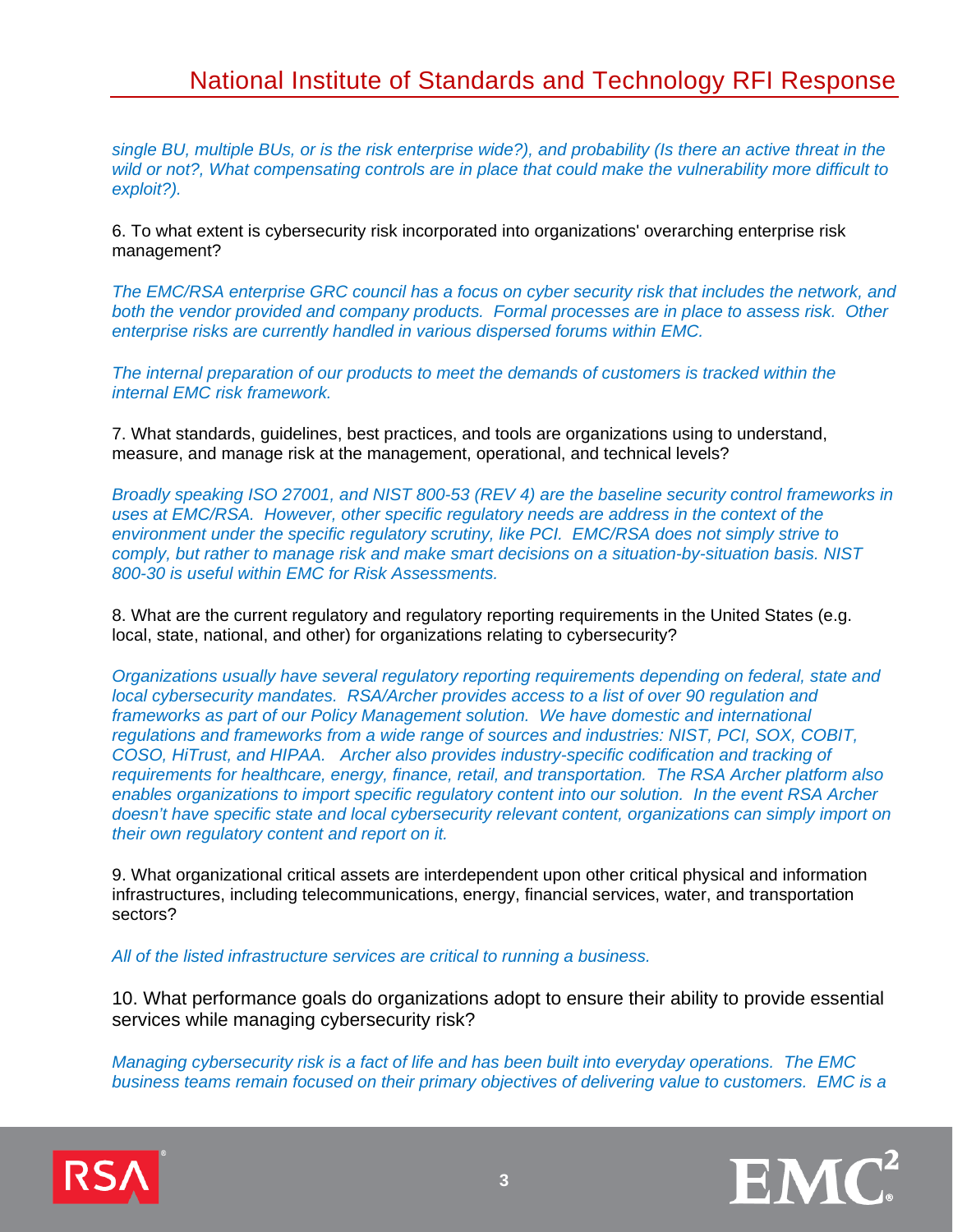*single BU, multiple BUs, or is the risk enterprise wide?), and probability (Is there an active threat in the wild or not?, What compensating controls are in place that could make the vulnerability more difficult to exploit?).*

6. To what extent is cybersecurity risk incorporated into organizations' overarching enterprise risk management?

*The EMC/RSA enterprise GRC council has a focus on cyber security risk that includes the network, and both the vendor provided and company products. Formal processes are in place to assess risk. Other enterprise risks are currently handled in various dispersed forums within EMC.*

*The internal preparation of our products to meet the demands of customers is tracked within the internal EMC risk framework.*

7. What standards, guidelines, best practices, and tools are organizations using to understand, measure, and manage risk at the management, operational, and technical levels?

*Broadly speaking ISO 27001, and NIST 800-53 (REV 4) are the baseline security control frameworks in uses at EMC/RSA. However, other specific regulatory needs are address in the context of the environment under the specific regulatory scrutiny, like PCI. EMC/RSA does not simply strive to comply, but rather to manage risk and make smart decisions on a situation-by-situation basis. NIST 800-30 is useful within EMC for Risk Assessments.*

8. What are the current regulatory and regulatory reporting requirements in the United States (e.g. local, state, national, and other) for organizations relating to cybersecurity?

*Organizations usually have several regulatory reporting requirements depending on federal, state and local cybersecurity mandates. RSA/Archer provides access to a list of over 90 regulation and frameworks as part of our Policy Management solution. We have domestic and international regulations and frameworks from a wide range of sources and industries: NIST, PCI, SOX, COBIT, COSO, HiTrust, and HIPAA. Archer also provides industry-specific codification and tracking of requirements for healthcare, energy, finance, retail, and transportation. The RSA Archer platform also enables organizations to import specific regulatory content into our solution. In the event RSA Archer doesn't have specific state and local cybersecurity relevant content, organizations can simply import on their own regulatory content and report on it.*

9. What organizational critical assets are interdependent upon other critical physical and information infrastructures, including telecommunications, energy, financial services, water, and transportation sectors?

*All of the listed infrastructure services are critical to running a business.*

10. What performance goals do organizations adopt to ensure their ability to provide essential services while managing cybersecurity risk?

*Managing cybersecurity risk is a fact of life and has been built into everyday operations. The EMC business teams remain focused on their primary objectives of delivering value to customers. EMC is a*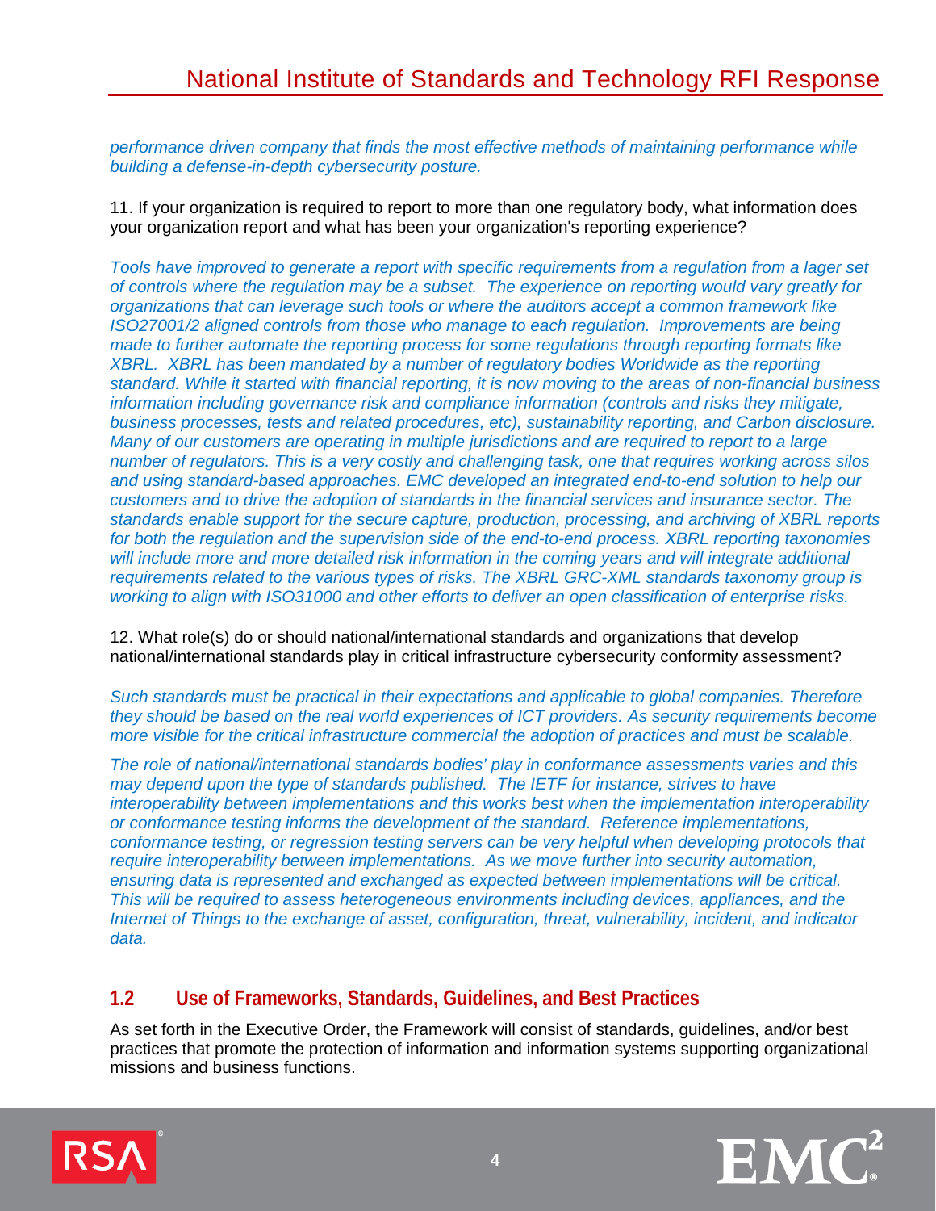*performance driven company that finds the most effective methods of maintaining performance while building a defense-in-depth cybersecurity posture.*

11. If your organization is required to report to more than one regulatory body, what information does your organization report and what has been your organization's reporting experience?

*Tools have improved to generate a report with specific requirements from a regulation from a lager set of controls where the regulation may be a subset. The experience on reporting would vary greatly for organizations that can leverage such tools or where the auditors accept a common framework like ISO27001/2 aligned controls from those who manage to each regulation. Improvements are being made to further automate the reporting process for some regulations through reporting formats like XBRL. XBRL has been mandated by a number of regulatory bodies Worldwide as the reporting standard. While it started with financial reporting, it is now moving to the areas of non-financial business information including governance risk and compliance information (controls and risks they mitigate, business processes, tests and related procedures, etc), sustainability reporting, and Carbon disclosure. Many of our customers are operating in multiple jurisdictions and are required to report to a large number of regulators. This is a very costly and challenging task, one that requires working across silos and using standard-based approaches. EMC developed an integrated end-to-end solution to help our customers and to drive the adoption of standards in the financial services and insurance sector. The standards enable support for the secure capture, production, processing, and archiving of XBRL reports for both the regulation and the supervision side of the end-to-end process. XBRL reporting taxonomies will include more and more detailed risk information in the coming years and will integrate additional requirements related to the various types of risks. The XBRL GRC-XML standards taxonomy group is working to align with ISO31000 and other efforts to deliver an open classification of enterprise risks.*

12. What role(s) do or should national/international standards and organizations that develop national/international standards play in critical infrastructure cybersecurity conformity assessment?

*Such standards must be practical in their expectations and applicable to global companies. Therefore they should be based on the real world experiences of ICT providers. As security requirements become more visible for the critical infrastructure commercial the adoption of practices and must be scalable.*

*The role of national/international standards bodies' play in conformance assessments varies and this may depend upon the type of standards published. The IETF for instance, strives to have interoperability between implementations and this works best when the implementation interoperability or conformance testing informs the development of the standard. Reference implementations, conformance testing, or regression testing servers can be very helpful when developing protocols that require interoperability between implementations. As we move further into security automation, ensuring data is represented and exchanged as expected between implementations will be critical. This will be required to assess heterogeneous environments including devices, appliances, and the Internet of Things to the exchange of asset, configuration, threat, vulnerability, incident, and indicator data.*

## 1.2 Use of Frameworks, Standards, Guidelines, and Best Practices

As set forth in the Executive Order, the Framework will consist of standards, guidelines, and/or best practices that promote the protection of information and information systems supporting organizational missions and business functions.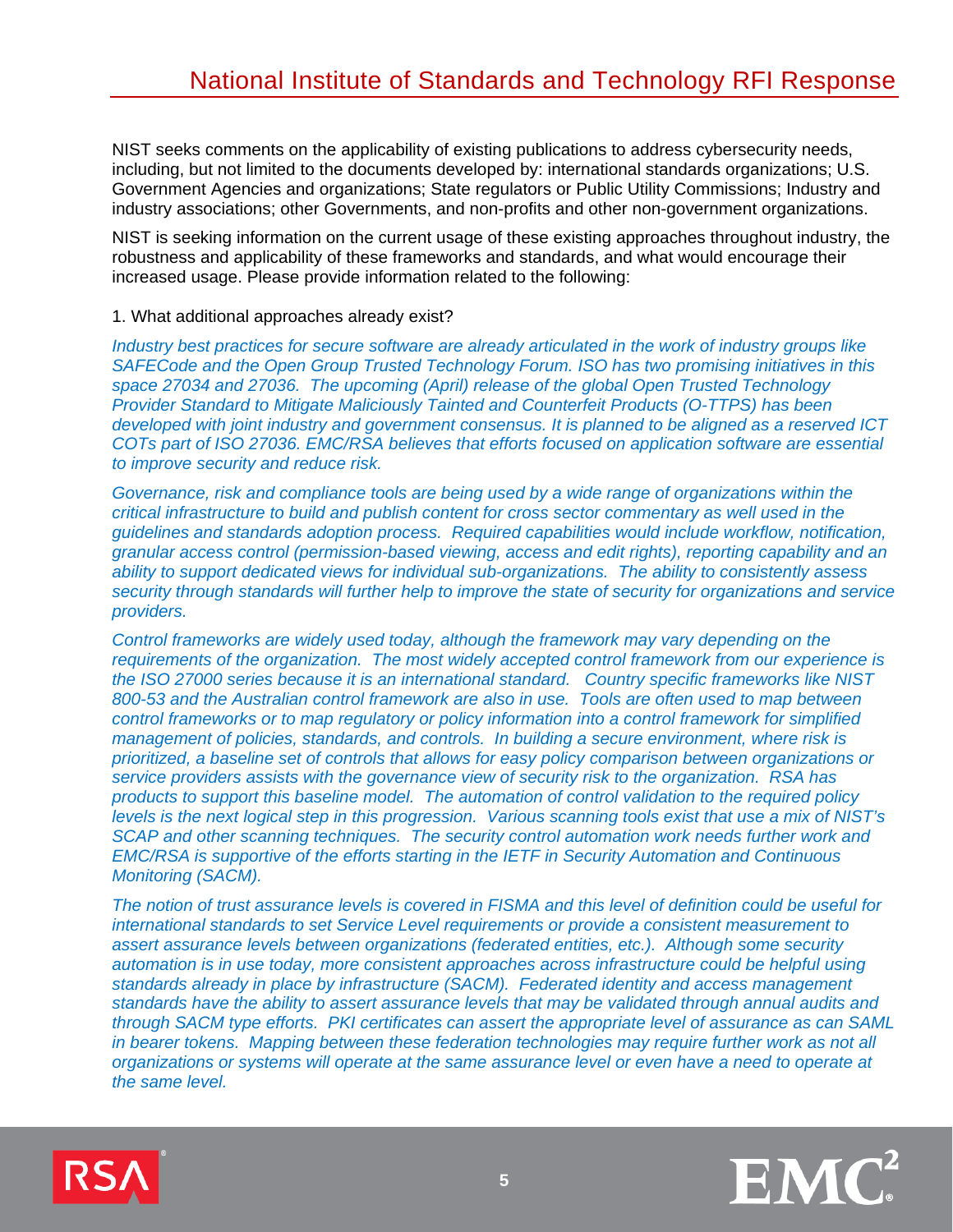NIST seeks comments on the applicability of existing publications to address cybersecurity needs, including, but not limited to the documents developed by: international standards organizations; U.S. Government Agencies and organizations; State regulators or Public Utility Commissions; Industry and industry associations; other Governments, and non-profits and other non-government organizations.

NIST is seeking information on the current usage of these existing approaches throughout industry, the robustness and applicability of these frameworks and standards, and what would encourage their increased usage. Please provide information related to the following:

1. What additional approaches already exist?

*Industry best practices for secure software are already articulated in the work of industry groups like SAFECode and the Open Group Trusted Technology Forum. ISO has two promising initiatives in this space 27034 and 27036. The upcoming (April) release of the global Open Trusted Technology Provider Standard to Mitigate Maliciously Tainted and Counterfeit Products (O-TTPS) has been developed with joint industry and government consensus. It is planned to be aligned as a reserved ICT COTs part of ISO 27036. EMC/RSA believes that efforts focused on application software are essential to improve security and reduce risk.*

*Governance, risk and compliance tools are being used by a wide range of organizations within the critical infrastructure to build and publish content for cross sector commentary as well used in the guidelines and standards adoption process. Required capabilities would include workflow, notification, granular access control (permission-based viewing, access and edit rights), reporting capability and an ability to support dedicated views for individual sub-organizations. The ability to consistently assess security through standards will further help to improve the state of security for organizations and service providers.*

*Control frameworks are widely used today, although the framework may vary depending on the requirements of the organization. The most widely accepted control framework from our experience is the ISO 27000 series because it is an international standard. Country specific frameworks like NIST 800-53 and the Australian control framework are also in use. Tools are often used to map between control frameworks or to map regulatory or policy information into a control framework for simplified management of policies, standards, and controls. In building a secure environment, where risk is prioritized, a baseline set of controls that allows for easy policy comparison between organizations or service providers assists with the governance view of security risk to the organization. RSA has products to support this baseline model. The automation of control validation to the required policy levels is the next logical step in this progression. Various scanning tools exist that use a mix of NIST's SCAP and other scanning techniques. The security control automation work needs further work and EMC/RSA is supportive of the efforts starting in the IETF in Security Automation and Continuous Monitoring (SACM).*

*The notion of trust assurance levels is covered in FISMA and this level of definition could be useful for international standards to set Service Level requirements or provide a consistent measurement to assert assurance levels between organizations (federated entities, etc.). Although some security automation is in use today, more consistent approaches across infrastructure could be helpful using standards already in place by infrastructure (SACM). Federated identity and access management standards have the ability to assert assurance levels that may be validated through annual audits and through SACM type efforts. PKI certificates can assert the appropriate level of assurance as can SAML in bearer tokens. Mapping between these federation technologies may require further work as not all organizations or systems will operate at the same assurance level or even have a need to operate at the same level.*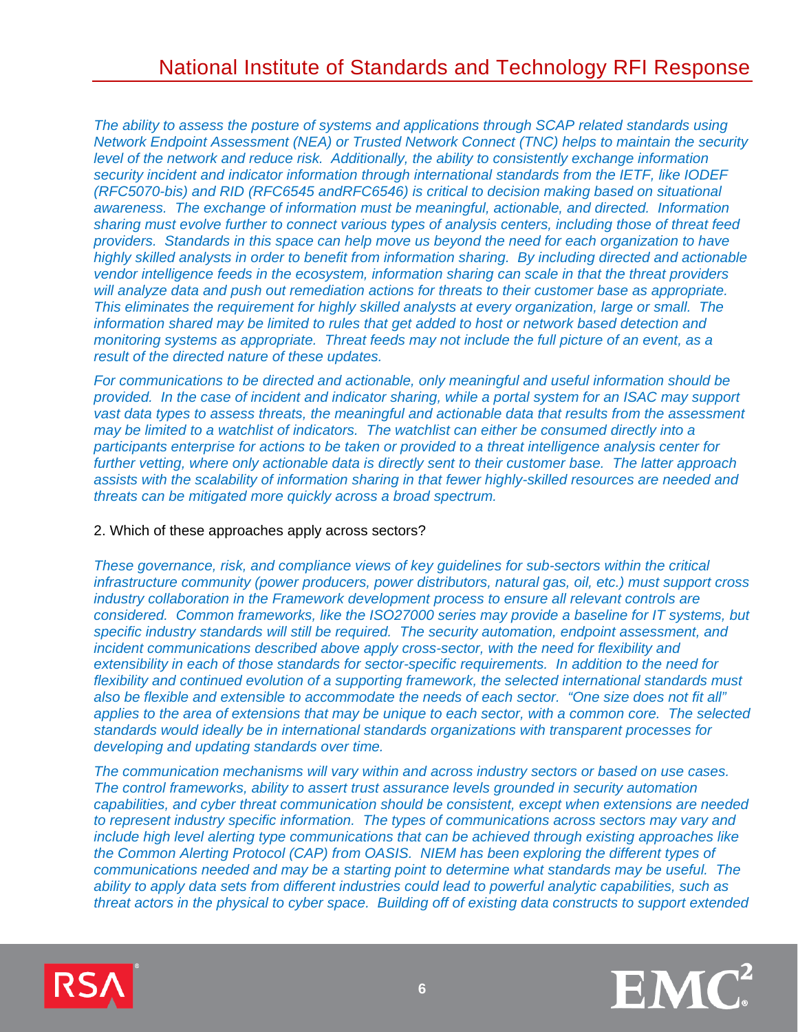*The ability to assess the posture of systems and applications through SCAP related standards using Network Endpoint Assessment (NEA) or Trusted Network Connect (TNC) helps to maintain the security level of the network and reduce risk. Additionally, the ability to consistently exchange information security incident and indicator information through international standards from the IETF, like IODEF (RFC5070-bis) and RID (RFC6545 andRFC6546) is critical to decision making based on situational awareness. The exchange of information must be meaningful, actionable, and directed. Information sharing must evolve further to connect various types of analysis centers, including those of threat feed providers. Standards in this space can help move us beyond the need for each organization to have highly skilled analysts in order to benefit from information sharing. By including directed and actionable vendor intelligence feeds in the ecosystem, information sharing can scale in that the threat providers will analyze data and push out remediation actions for threats to their customer base as appropriate. This eliminates the requirement for highly skilled analysts at every organization, large or small. The information shared may be limited to rules that get added to host or network based detection and monitoring systems as appropriate. Threat feeds may not include the full picture of an event, as a result of the directed nature of these updates.*

*For communications to be directed and actionable, only meaningful and useful information should be provided. In the case of incident and indicator sharing, while a portal system for an ISAC may support vast data types to assess threats, the meaningful and actionable data that results from the assessment may be limited to a watchlist of indicators. The watchlist can either be consumed directly into a participants enterprise for actions to be taken or provided to a threat intelligence analysis center for further vetting, where only actionable data is directly sent to their customer base. The latter approach assists with the scalability of information sharing in that fewer highly-skilled resources are needed and threats can be mitigated more quickly across a broad spectrum.*

2. Which of these approaches apply across sectors?

*These governance, risk, and compliance views of key guidelines for sub-sectors within the critical infrastructure community (power producers, power distributors, natural gas, oil, etc.) must support cross industry collaboration in the Framework development process to ensure all relevant controls are considered. Common frameworks, like the ISO27000 series may provide a baseline for IT systems, but specific industry standards will still be required. The security automation, endpoint assessment, and incident communications described above apply cross-sector, with the need for flexibility and extensibility in each of those standards for sector-specific requirements. In addition to the need for flexibility and continued evolution of a supporting framework, the selected international standards must also be flexible and extensible to accommodate the needs of each sector. "One size does not fit all" applies to the area of extensions that may be unique to each sector, with a common core. The selected standards would ideally be in international standards organizations with transparent processes for developing and updating standards over time.*

*The communication mechanisms will vary within and across industry sectors or based on use cases. The control frameworks, ability to assert trust assurance levels grounded in security automation capabilities, and cyber threat communication should be consistent, except when extensions are needed to represent industry specific information. The types of communications across sectors may vary and include high level alerting type communications that can be achieved through existing approaches like the Common Alerting Protocol (CAP) from OASIS. NIEM has been exploring the different types of communications needed and may be a starting point to determine what standards may be useful. The ability to apply data sets from different industries could lead to powerful analytic capabilities, such as threat actors in the physical to cyber space. Building off of existing data constructs to support extended*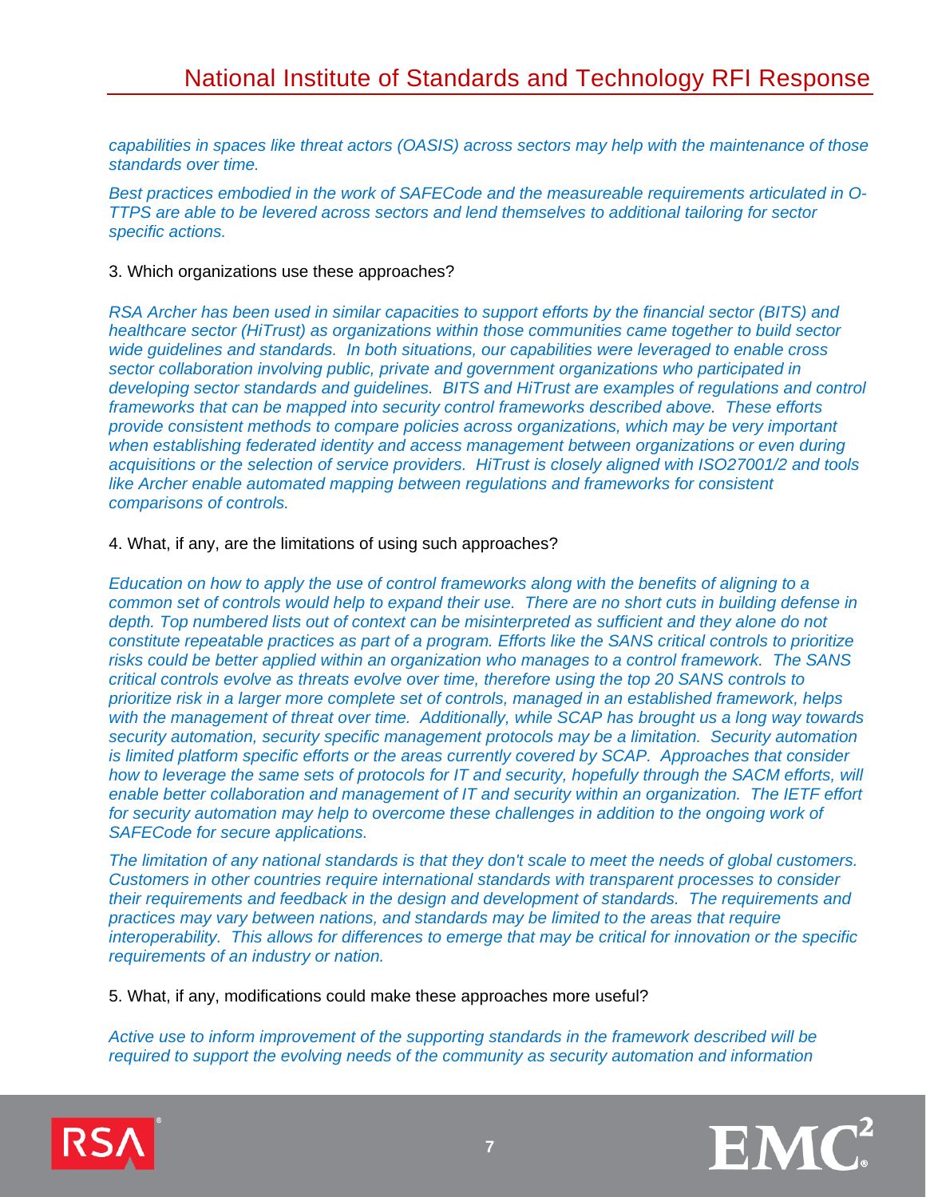*capabilities in spaces like threat actors (OASIS) across sectors may help with the maintenance of those standards over time.*

*Best practices embodied in the work of SAFECode and the measureable requirements articulated in O-TTPS are able to be levered across sectors and lend themselves to additional tailoring for sector specific actions.*

3. Which organizations use these approaches?

*RSA Archer has been used in similar capacities to support efforts by the financial sector (BITS) and healthcare sector (HiTrust) as organizations within those communities came together to build sector wide guidelines and standards. In both situations, our capabilities were leveraged to enable cross sector collaboration involving public, private and government organizations who participated in developing sector standards and guidelines. BITS and HiTrust are examples of regulations and control frameworks that can be mapped into security control frameworks described above. These efforts provide consistent methods to compare policies across organizations, which may be very important when establishing federated identity and access management between organizations or even during acquisitions or the selection of service providers. HiTrust is closely aligned with ISO27001/2 and tools like Archer enable automated mapping between regulations and frameworks for consistent comparisons of controls.*

4. What, if any, are the limitations of using such approaches?

*Education on how to apply the use of control frameworks along with the benefits of aligning to a common set of controls would help to expand their use. There are no short cuts in building defense in depth. Top numbered lists out of context can be misinterpreted as sufficient and they alone do not constitute repeatable practices as part of a program. Efforts like the SANS critical controls to prioritize risks could be better applied within an organization who manages to a control framework. The SANS critical controls evolve as threats evolve over time, therefore using the top 20 SANS controls to prioritize risk in a larger more complete set of controls, managed in an established framework, helps with the management of threat over time. Additionally, while SCAP has brought us a long way towards security automation, security specific management protocols may be a limitation. Security automation is limited platform specific efforts or the areas currently covered by SCAP. Approaches that consider how to leverage the same sets of protocols for IT and security, hopefully through the SACM efforts, will enable better collaboration and management of IT and security within an organization. The IETF effort for security automation may help to overcome these challenges in addition to the ongoing work of SAFECode for secure applications.*

*The limitation of any national standards is that they don't scale to meet the needs of global customers. Customers in other countries require international standards with transparent processes to consider their requirements and feedback in the design and development of standards. The requirements and practices may vary between nations, and standards may be limited to the areas that require interoperability. This allows for differences to emerge that may be critical for innovation or the specific requirements of an industry or nation.*

5. What, if any, modifications could make these approaches more useful?

*Active use to inform improvement of the supporting standards in the framework described will be required to support the evolving needs of the community as security automation and information*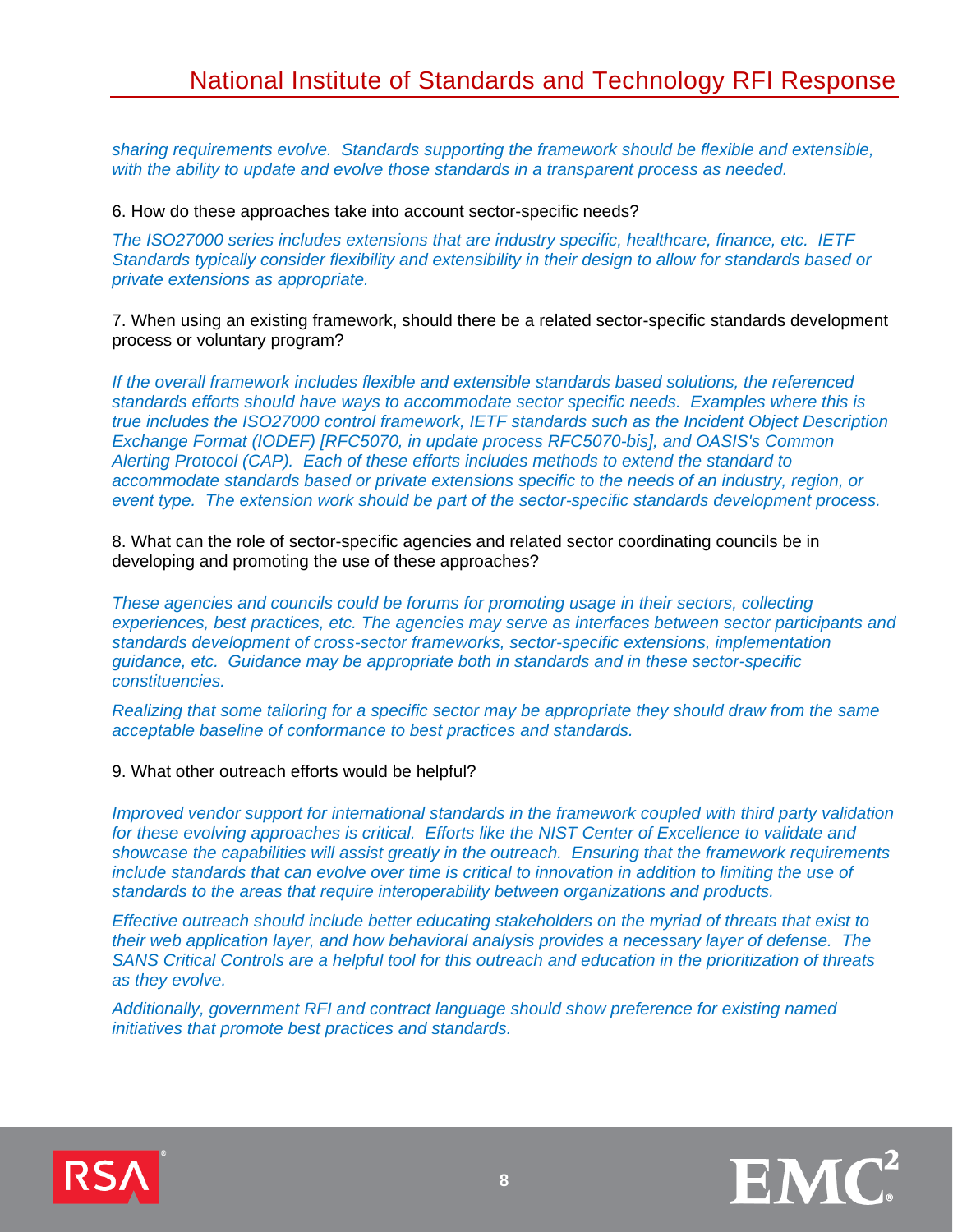*sharing requirements evolve. Standards supporting the framework should be flexible and extensible, with the ability to update and evolve those standards in a transparent process as needed.*

6. How do these approaches take into account sector-specific needs?

*The ISO27000 series includes extensions that are industry specific, healthcare, finance, etc. IETF Standards typically consider flexibility and extensibility in their design to allow for standards based or private extensions as appropriate.*

7. When using an existing framework, should there be a related sector-specific standards development process or voluntary program?

*If the overall framework includes flexible and extensible standards based solutions, the referenced standards efforts should have ways to accommodate sector specific needs. Examples where this is true includes the ISO27000 control framework, IETF standards such as the Incident Object Description Exchange Format (IODEF) [RFC5070, in update process RFC5070-bis], and OASIS's Common Alerting Protocol (CAP). Each of these efforts includes methods to extend the standard to accommodate standards based or private extensions specific to the needs of an industry, region, or event type. The extension work should be part of the sector-specific standards development process.*

8. What can the role of sector-specific agencies and related sector coordinating councils be in developing and promoting the use of these approaches?

*These agencies and councils could be forums for promoting usage in their sectors, collecting experiences, best practices, etc. The agencies may serve as interfaces between sector participants and standards development of cross-sector frameworks, sector-specific extensions, implementation guidance, etc. Guidance may be appropriate both in standards and in these sector-specific constituencies.*

*Realizing that some tailoring for a specific sector may be appropriate they should draw from the same acceptable baseline of conformance to best practices and standards.*

9. What other outreach efforts would be helpful?

*Improved vendor support for international standards in the framework coupled with third party validation for these evolving approaches is critical. Efforts like the NIST Center of Excellence to validate and showcase the capabilities will assist greatly in the outreach. Ensuring that the framework requirements include standards that can evolve over time is critical to innovation in addition to limiting the use of standards to the areas that require interoperability between organizations and products.*

*Effective outreach should include better educating stakeholders on the myriad of threats that exist to their web application layer, and how behavioral analysis provides a necessary layer of defense. The SANS Critical Controls are a helpful tool for this outreach and education in the prioritization of threats as they evolve.*

*Additionally, government RFI and contract language should show preference for existing named initiatives that promote best practices and standards.*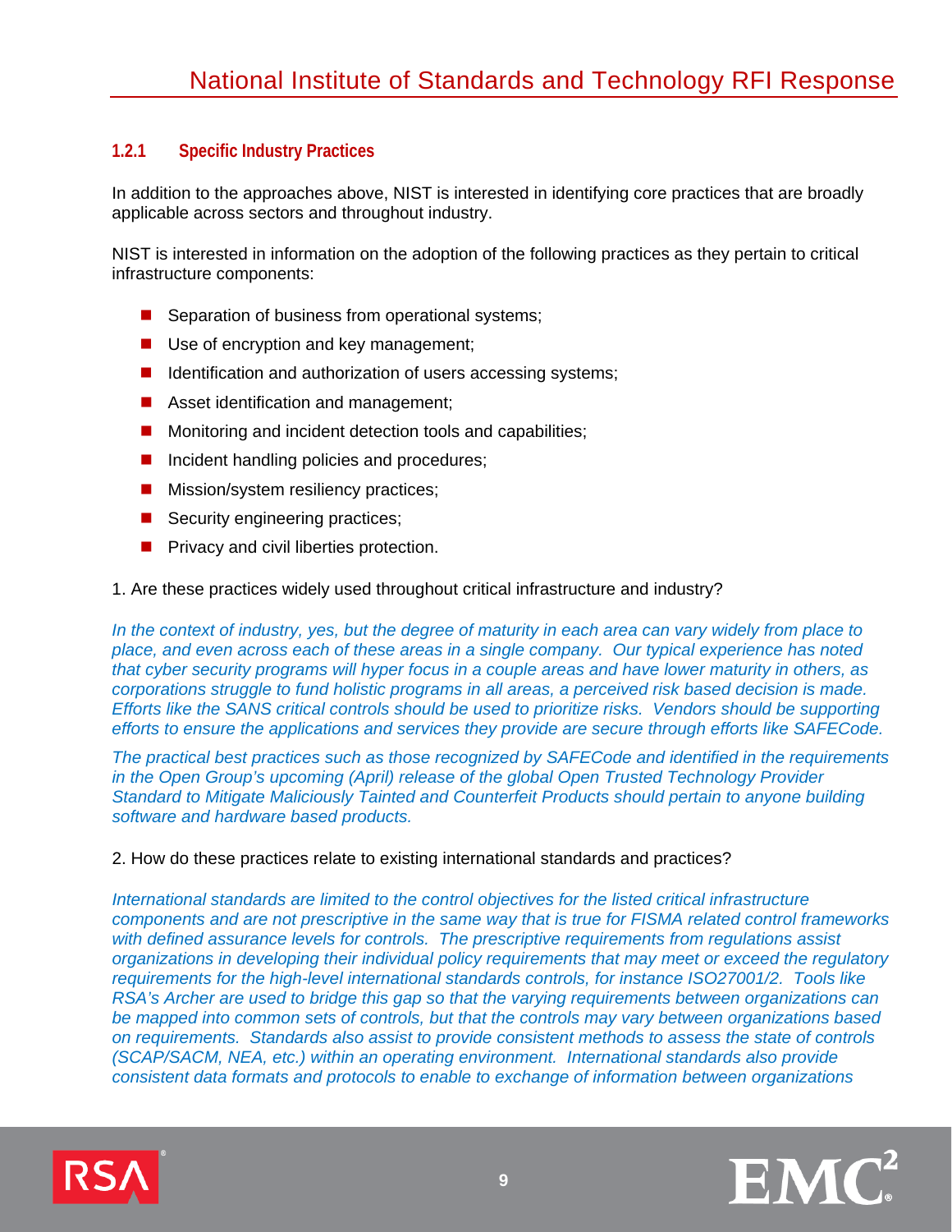### 1.2.1 Specific Industry Practices

In addition to the approaches above, NIST is interested in identifying core practices that are broadly applicable across sectors and throughout industry.

NIST is interested in information on the adoption of the following practices as they pertain to critical infrastructure components:

- Separation of business from operational systems;
- Use of encryption and key management;
- Identification and authorization of users accessing systems;
- Asset identification and management;
- Monitoring and incident detection tools and capabilities;
- Incident handling policies and procedures;
- Mission/system resiliency practices;
- Security engineering practices;
- Privacy and civil liberties protection.

1. Are these practices widely used throughout critical infrastructure and industry?

*In the context of industry, yes, but the degree of maturity in each area can vary widely from place to place, and even across each of these areas in a single company. Our typical experience has noted that cyber security programs will hyper focus in a couple areas and have lower maturity in others, as corporations struggle to fund holistic programs in all areas, a perceived risk based decision is made. Efforts like the SANS critical controls should be used to prioritize risks. Vendors should be supporting efforts to ensure the applications and services they provide are secure through efforts like SAFECode.*

*The practical best practices such as those recognized by SAFECode and identified in the requirements in the Open Group's upcoming (April) release of the global Open Trusted Technology Provider Standard to Mitigate Maliciously Tainted and Counterfeit Products should pertain to anyone building software and hardware based products.*

2. How do these practices relate to existing international standards and practices?

*International standards are limited to the control objectives for the listed critical infrastructure components and are not prescriptive in the same way that is true for FISMA related control frameworks with defined assurance levels for controls. The prescriptive requirements from regulations assist organizations in developing their individual policy requirements that may meet or exceed the regulatory requirements for the high-level international standards controls, for instance ISO27001/2. Tools like RSA's Archer are used to bridge this gap so that the varying requirements between organizations can be mapped into common sets of controls, but that the controls may vary between organizations based on requirements. Standards also assist to provide consistent methods to assess the state of controls (SCAP/SACM, NEA, etc.) within an operating environment. International standards also provide consistent data formats and protocols to enable to exchange of information between organizations*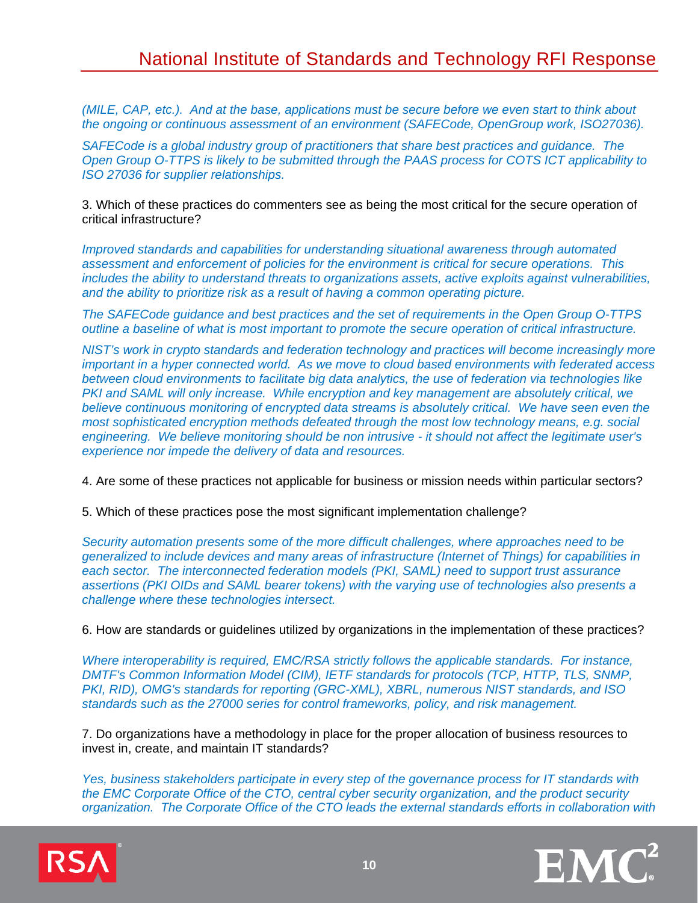*(MILE, CAP, etc.). And at the base, applications must be secure before we even start to think about the ongoing or continuous assessment of an environment (SAFECode, OpenGroup work, ISO27036).*

*SAFECode is a global industry group of practitioners that share best practices and guidance. The Open Group O-TTPS is likely to be submitted through the PAAS process for COTS ICT applicability to ISO 27036 for supplier relationships.*

3. Which of these practices do commenters see as being the most critical for the secure operation of critical infrastructure?

*Improved standards and capabilities for understanding situational awareness through automated assessment and enforcement of policies for the environment is critical for secure operations. This includes the ability to understand threats to organizations assets, active exploits against vulnerabilities, and the ability to prioritize risk as a result of having a common operating picture.*

*The SAFECode guidance and best practices and the set of requirements in the Open Group O-TTPS outline a baseline of what is most important to promote the secure operation of critical infrastructure.*

*NIST's work in crypto standards and federation technology and practices will become increasingly more important in a hyper connected world. As we move to cloud based environments with federated access between cloud environments to facilitate big data analytics, the use of federation via technologies like PKI and SAML will only increase. While encryption and key management are absolutely critical, we believe continuous monitoring of encrypted data streams is absolutely critical. We have seen even the most sophisticated encryption methods defeated through the most low technology means, e.g. social engineering. We believe monitoring should be non intrusive - it should not affect the legitimate user's experience nor impede the delivery of data and resources.*

4. Are some of these practices not applicable for business or mission needs within particular sectors?

5. Which of these practices pose the most significant implementation challenge?

*Security automation presents some of the more difficult challenges, where approaches need to be generalized to include devices and many areas of infrastructure (Internet of Things) for capabilities in each sector. The interconnected federation models (PKI, SAML) need to support trust assurance assertions (PKI OIDs and SAML bearer tokens) with the varying use of technologies also presents a challenge where these technologies intersect.*

6. How are standards or guidelines utilized by organizations in the implementation of these practices?

*Where interoperability is required, EMC/RSA strictly follows the applicable standards. For instance, DMTF's Common Information Model (CIM), IETF standards for protocols (TCP, HTTP, TLS, SNMP, PKI, RID), OMG's standards for reporting (GRC-XML), XBRL, numerous NIST standards, and ISO standards such as the 27000 series for control frameworks, policy, and risk management.*

7. Do organizations have a methodology in place for the proper allocation of business resources to invest in, create, and maintain IT standards?

*Yes, business stakeholders participate in every step of the governance process for IT standards with the EMC Corporate Office of the CTO, central cyber security organization, and the product security organization. The Corporate Office of the CTO leads the external standards efforts in collaboration with*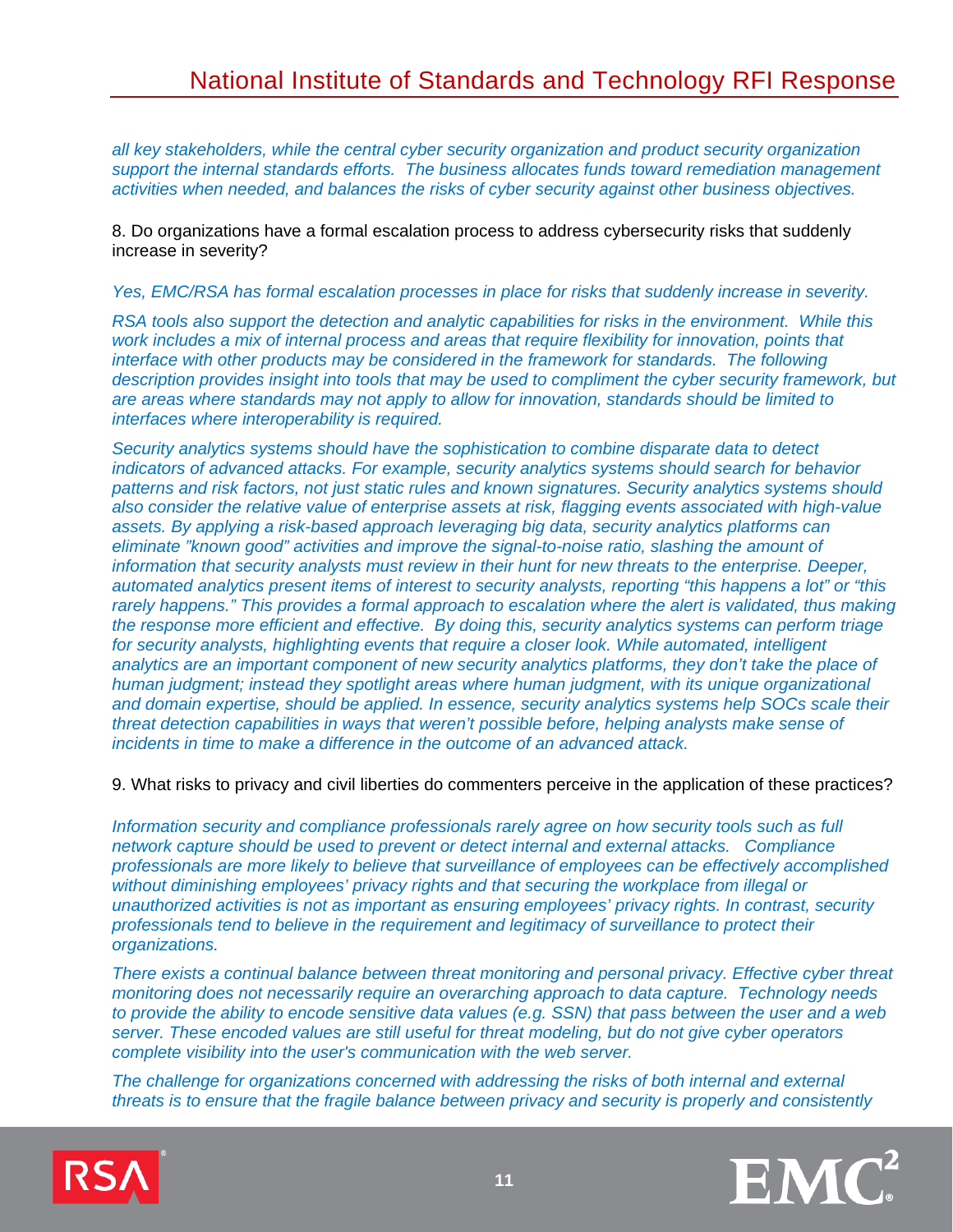*all key stakeholders, while the central cyber security organization and product security organization support the internal standards efforts. The business allocates funds toward remediation management activities when needed, and balances the risks of cyber security against other business objectives.*

8. Do organizations have a formal escalation process to address cybersecurity risks that suddenly increase in severity?

*Yes, EMC/RSA has formal escalation processes in place for risks that suddenly increase in severity.*

*RSA tools also support the detection and analytic capabilities for risks in the environment. While this work includes a mix of internal process and areas that require flexibility for innovation, points that interface with other products may be considered in the framework for standards. The following description provides insight into tools that may be used to compliment the cyber security framework, but are areas where standards may not apply to allow for innovation, standards should be limited to interfaces where interoperability is required.*

*Security analytics systems should have the sophistication to combine disparate data to detect indicators of advanced attacks. For example, security analytics systems should search for behavior patterns and risk factors, not just static rules and known signatures. Security analytics systems should also consider the relative value of enterprise assets at risk, flagging events associated with high-value assets. By applying a risk-based approach leveraging big data, security analytics platforms can eliminate "known good" activities and improve the signal-to-noise ratio, slashing the amount of information that security analysts must review in their hunt for new threats to the enterprise. Deeper, automated analytics present items of interest to security analysts, reporting "this happens a lot" or "this rarely happens." This provides a formal approach to escalation where the alert is validated, thus making the response more efficient and effective. By doing this, security analytics systems can perform triage for security analysts, highlighting events that require a closer look. While automated, intelligent analytics are an important component of new security analytics platforms, they don't take the place of human judgment; instead they spotlight areas where human judgment, with its unique organizational and domain expertise, should be applied. In essence, security analytics systems help SOCs scale their threat detection capabilities in ways that weren't possible before, helping analysts make sense of incidents in time to make a difference in the outcome of an advanced attack.*

9. What risks to privacy and civil liberties do commenters perceive in the application of these practices?

*Information security and compliance professionals rarely agree on how security tools such as full network capture should be used to prevent or detect internal and external attacks. Compliance professionals are more likely to believe that surveillance of employees can be effectively accomplished without diminishing employees' privacy rights and that securing the workplace from illegal or unauthorized activities is not as important as ensuring employees' privacy rights. In contrast, security professionals tend to believe in the requirement and legitimacy of surveillance to protect their organizations.*

*There exists a continual balance between threat monitoring and personal privacy. Effective cyber threat monitoring does not necessarily require an overarching approach to data capture. Technology needs to provide the ability to encode sensitive data values (e.g. SSN) that pass between the user and a web server. These encoded values are still useful for threat modeling, but do not give cyber operators complete visibility into the user's communication with the web server.*

*The challenge for organizations concerned with addressing the risks of both internal and external threats is to ensure that the fragile balance between privacy and security is properly and consistently*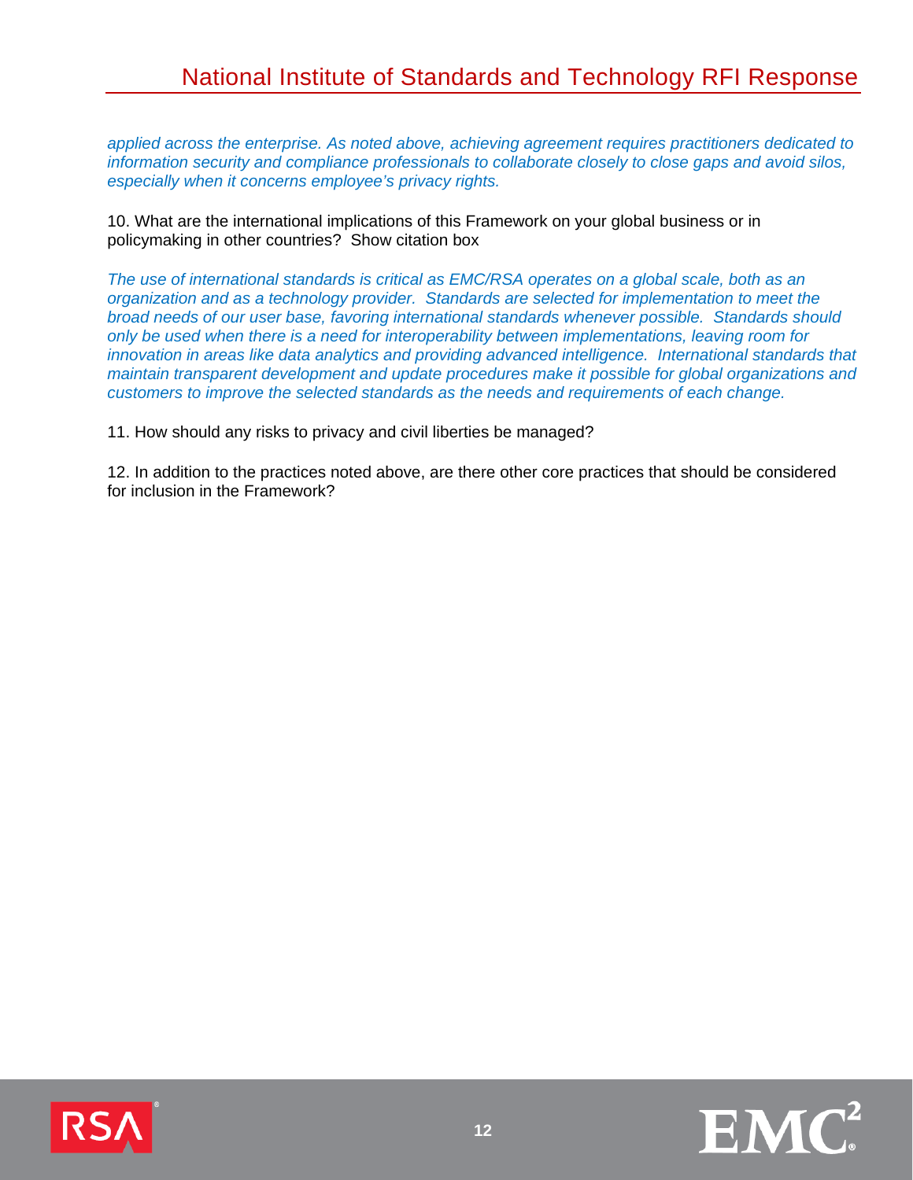*applied across the enterprise. As noted above, achieving agreement requires practitioners dedicated to information security and compliance professionals to collaborate closely to close gaps and avoid silos, especially when it concerns employee's privacy rights.*

10. What are the international implications of this Framework on your global business or in policymaking in other countries? Show citation box

*The use of international standards is critical as EMC/RSA operates on a global scale, both as an organization and as a technology provider. Standards are selected for implementation to meet the broad needs of our user base, favoring international standards whenever possible. Standards should only be used when there is a need for interoperability between implementations, leaving room for innovation in areas like data analytics and providing advanced intelligence. International standards that maintain transparent development and update procedures make it possible for global organizations and customers to improve the selected standards as the needs and requirements of each change.*

11. How should any risks to privacy and civil liberties be managed?

12. In addition to the practices noted above, are there other core practices that should be considered for inclusion in the Framework?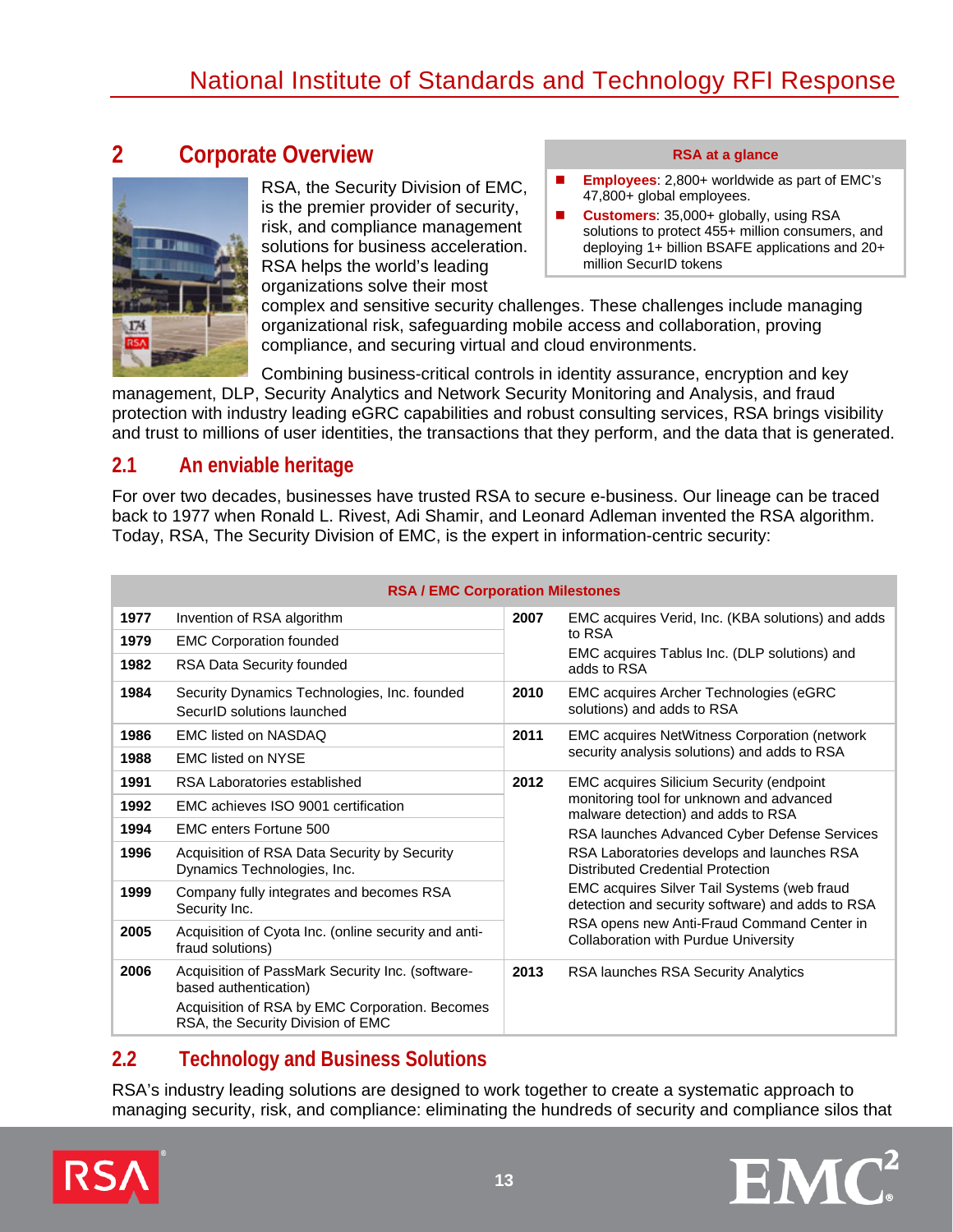## 2 Corporate Overview

RSA, the Security Division of EMC, is the premier provider of security, risk, and compliance management solutions for business acceleration. RSA helps the world's leading organizations solve their most complex and sensitive security challenges. These challenges include managing organizational risk, safeguarding mobile access and collaboration, proving compliance, and securing virtual and cloud environments.

| RSA at a glance |
|---|
| ■ **Employees**: 2,800+ worldwide as part of EMC's 47,800+ global employees. |
| ■ **Customers**: 35,000+ globally, using RSA solutions to protect 455+ million consumers, and deploying 1+ billion BSAFE applications and 20+ million SecurID tokens |

Combining business-critical controls in identity assurance, encryption and key management, DLP, Security Analytics and Network Security Monitoring and Analysis, and fraud protection with industry leading eGRC capabilities and robust consulting services, RSA brings visibility and trust to millions of user identities, the transactions that they perform, and the data that is generated.

### 2.1 An enviable heritage

For over two decades, businesses have trusted RSA to secure e-business. Our lineage can be traced back to 1977 when Ronald L. Rivest, Adi Shamir, and Leonard Adleman invented the RSA algorithm. Today, RSA, The Security Division of EMC, is the expert in information-centric security:

| RSA / EMC Corporation Milestones | | | |
|---|---|---|---|
| **1977** | Invention of RSA algorithm | **2007** | EMC acquires Verid, Inc. (KBA solutions) and adds to RSA; EMC acquires Tablus Inc. (DLP solutions) and adds to RSA |
| **1979** | EMC Corporation founded | | |
| **1982** | RSA Data Security founded | | |
| **1984** | Security Dynamics Technologies, Inc. founded; SecurID solutions launched | **2010** | EMC acquires Archer Technologies (eGRC solutions) and adds to RSA |
| **1986** | EMC listed on NASDAQ | **2011** | EMC acquires NetWitness Corporation (network security analysis solutions) and adds to RSA |
| **1988** | EMC listed on NYSE | | |
| **1991** | RSA Laboratories established | **2012** | EMC acquires Silicium Security (endpoint monitoring tool for unknown and advanced malware detection) and adds to RSA; RSA launches Advanced Cyber Defense Services; RSA Laboratories develops and launches RSA Distributed Credential Protection; EMC acquires Silver Tail Systems (web fraud detection and security software) and adds to RSA; RSA opens new Anti-Fraud Command Center in Collaboration with Purdue University |
| **1992** | EMC achieves ISO 9001 certification | | |
| **1994** | EMC enters Fortune 500 | | |
| **1996** | Acquisition of RSA Data Security by Security Dynamics Technologies, Inc. | | |
| **1999** | Company fully integrates and becomes RSA Security Inc. | | |
| **2005** | Acquisition of Cyota Inc. (online security and anti-fraud solutions) | | |
| **2006** | Acquisition of PassMark Security Inc. (software-based authentication); Acquisition of RSA by EMC Corporation. Becomes RSA, the Security Division of EMC | **2013** | RSA launches RSA Security Analytics |

### 2.2 Technology and Business Solutions

RSA's industry leading solutions are designed to work together to create a systematic approach to managing security, risk, and compliance: eliminating the hundreds of security and compliance silos that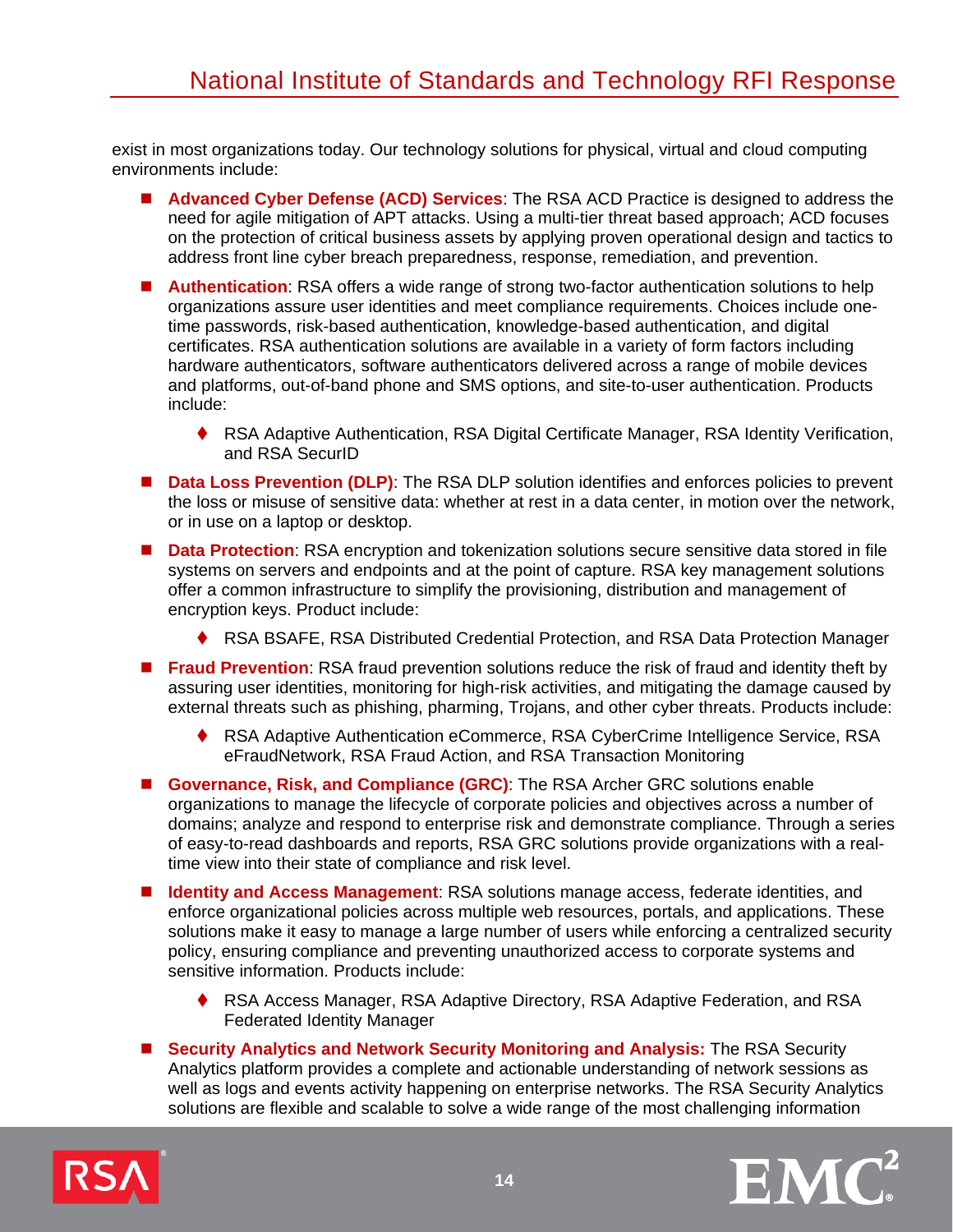exist in most organizations today. Our technology solutions for physical, virtual and cloud computing environments include:

- **Advanced Cyber Defense (ACD) Services**: The RSA ACD Practice is designed to address the need for agile mitigation of APT attacks. Using a multi-tier threat based approach; ACD focuses on the protection of critical business assets by applying proven operational design and tactics to address front line cyber breach preparedness, response, remediation, and prevention.
- **Authentication**: RSA offers a wide range of strong two-factor authentication solutions to help organizations assure user identities and meet compliance requirements. Choices include one-time passwords, risk-based authentication, knowledge-based authentication, and digital certificates. RSA authentication solutions are available in a variety of form factors including hardware authenticators, software authenticators delivered across a range of mobile devices and platforms, out-of-band phone and SMS options, and site-to-user authentication. Products include:
  - RSA Adaptive Authentication, RSA Digital Certificate Manager, RSA Identity Verification, and RSA SecurID
- **Data Loss Prevention (DLP)**: The RSA DLP solution identifies and enforces policies to prevent the loss or misuse of sensitive data: whether at rest in a data center, in motion over the network, or in use on a laptop or desktop.
- **Data Protection**: RSA encryption and tokenization solutions secure sensitive data stored in file systems on servers and endpoints and at the point of capture. RSA key management solutions offer a common infrastructure to simplify the provisioning, distribution and management of encryption keys. Product include:
  - RSA BSAFE, RSA Distributed Credential Protection, and RSA Data Protection Manager
- **Fraud Prevention**: RSA fraud prevention solutions reduce the risk of fraud and identity theft by assuring user identities, monitoring for high-risk activities, and mitigating the damage caused by external threats such as phishing, pharming, Trojans, and other cyber threats. Products include:
  - RSA Adaptive Authentication eCommerce, RSA CyberCrime Intelligence Service, RSA eFraudNetwork, RSA Fraud Action, and RSA Transaction Monitoring
- **Governance, Risk, and Compliance (GRC)**: The RSA Archer GRC solutions enable organizations to manage the lifecycle of corporate policies and objectives across a number of domains; analyze and respond to enterprise risk and demonstrate compliance. Through a series of easy-to-read dashboards and reports, RSA GRC solutions provide organizations with a real-time view into their state of compliance and risk level.
- **Identity and Access Management**: RSA solutions manage access, federate identities, and enforce organizational policies across multiple web resources, portals, and applications. These solutions make it easy to manage a large number of users while enforcing a centralized security policy, ensuring compliance and preventing unauthorized access to corporate systems and sensitive information. Products include:
  - RSA Access Manager, RSA Adaptive Directory, RSA Adaptive Federation, and RSA Federated Identity Manager
- **Security Analytics and Network Security Monitoring and Analysis:** The RSA Security Analytics platform provides a complete and actionable understanding of network sessions as well as logs and events activity happening on enterprise networks. The RSA Security Analytics solutions are flexible and scalable to solve a wide range of the most challenging information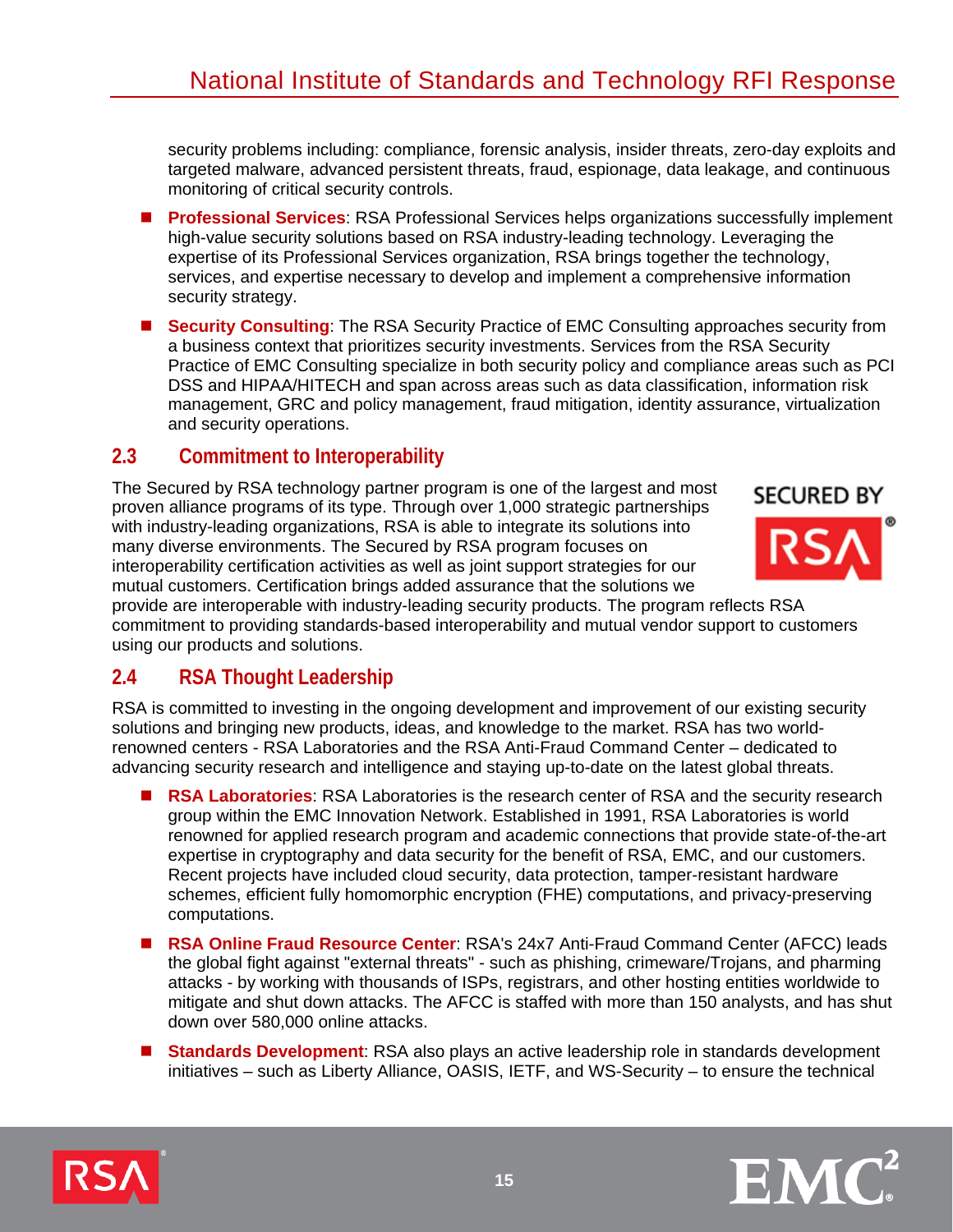security problems including: compliance, forensic analysis, insider threats, zero-day exploits and targeted malware, advanced persistent threats, fraud, espionage, data leakage, and continuous monitoring of critical security controls.

- **Professional Services**: RSA Professional Services helps organizations successfully implement high-value security solutions based on RSA industry-leading technology. Leveraging the expertise of its Professional Services organization, RSA brings together the technology, services, and expertise necessary to develop and implement a comprehensive information security strategy.
- **Security Consulting**: The RSA Security Practice of EMC Consulting approaches security from a business context that prioritizes security investments. Services from the RSA Security Practice of EMC Consulting specialize in both security policy and compliance areas such as PCI DSS and HIPAA/HITECH and span across areas such as data classification, information risk management, GRC and policy management, fraud mitigation, identity assurance, virtualization and security operations.

## 2.3 Commitment to Interoperability

The Secured by RSA technology partner program is one of the largest and most proven alliance programs of its type. Through over 1,000 strategic partnerships with industry-leading organizations, RSA is able to integrate its solutions into many diverse environments. The Secured by RSA program focuses on interoperability certification activities as well as joint support strategies for our mutual customers. Certification brings added assurance that the solutions we provide are interoperable with industry-leading security products. The program reflects RSA commitment to providing standards-based interoperability and mutual vendor support to customers using our products and solutions.

## 2.4 RSA Thought Leadership

RSA is committed to investing in the ongoing development and improvement of our existing security solutions and bringing new products, ideas, and knowledge to the market. RSA has two world-renowned centers - RSA Laboratories and the RSA Anti-Fraud Command Center – dedicated to advancing security research and intelligence and staying up-to-date on the latest global threats.

- **RSA Laboratories**: RSA Laboratories is the research center of RSA and the security research group within the EMC Innovation Network. Established in 1991, RSA Laboratories is world renowned for applied research program and academic connections that provide state-of-the-art expertise in cryptography and data security for the benefit of RSA, EMC, and our customers. Recent projects have included cloud security, data protection, tamper-resistant hardware schemes, efficient fully homomorphic encryption (FHE) computations, and privacy-preserving computations.
- **RSA Online Fraud Resource Center**: RSA's 24x7 Anti-Fraud Command Center (AFCC) leads the global fight against "external threats" - such as phishing, crimeware/Trojans, and pharming attacks - by working with thousands of ISPs, registrars, and other hosting entities worldwide to mitigate and shut down attacks. The AFCC is staffed with more than 150 analysts, and has shut down over 580,000 online attacks.
- **Standards Development**: RSA also plays an active leadership role in standards development initiatives – such as Liberty Alliance, OASIS, IETF, and WS-Security – to ensure the technical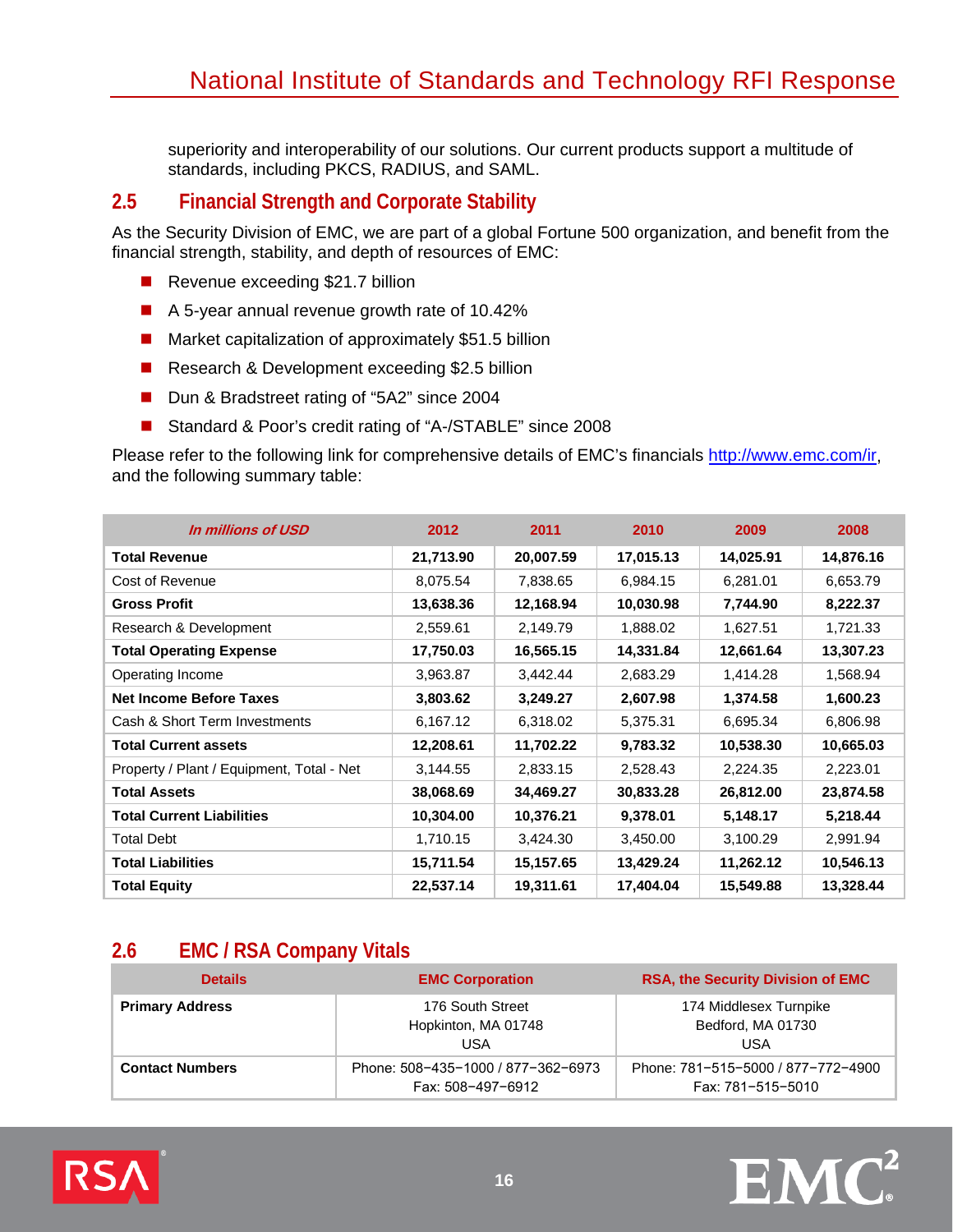superiority and interoperability of our solutions. Our current products support a multitude of standards, including PKCS, RADIUS, and SAML.

## 2.5 Financial Strength and Corporate Stability

As the Security Division of EMC, we are part of a global Fortune 500 organization, and benefit from the financial strength, stability, and depth of resources of EMC:

- Revenue exceeding $21.7 billion
- A 5-year annual revenue growth rate of 10.42%
- Market capitalization of approximately $51.5 billion
- Research & Development exceeding $2.5 billion
- Dun & Bradstreet rating of “5A2” since 2004
- Standard & Poor’s credit rating of “A-/STABLE” since 2008

Please refer to the following link for comprehensive details of EMC’s financials http://www.emc.com/ir, and the following summary table:

| *In millions of USD* | 2012 | 2011 | 2010 | 2009 | 2008 |
|---|---|---|---|---|---|
| **Total Revenue** | **21,713.90** | **20,007.59** | **17,015.13** | **14,025.91** | **14,876.16** |
| Cost of Revenue | 8,075.54 | 7,838.65 | 6,984.15 | 6,281.01 | 6,653.79 |
| **Gross Profit** | **13,638.36** | **12,168.94** | **10,030.98** | **7,744.90** | **8,222.37** |
| Research & Development | 2,559.61 | 2,149.79 | 1,888.02 | 1,627.51 | 1,721.33 |
| **Total Operating Expense** | **17,750.03** | **16,565.15** | **14,331.84** | **12,661.64** | **13,307.23** |
| Operating Income | 3,963.87 | 3,442.44 | 2,683.29 | 1,414.28 | 1,568.94 |
| **Net Income Before Taxes** | **3,803.62** | **3,249.27** | **2,607.98** | **1,374.58** | **1,600.23** |
| Cash & Short Term Investments | 6,167.12 | 6,318.02 | 5,375.31 | 6,695.34 | 6,806.98 |
| **Total Current assets** | **12,208.61** | **11,702.22** | **9,783.32** | **10,538.30** | **10,665.03** |
| Property / Plant / Equipment, Total - Net | 3,144.55 | 2,833.15 | 2,528.43 | 2,224.35 | 2,223.01 |
| **Total Assets** | **38,068.69** | **34,469.27** | **30,833.28** | **26,812.00** | **23,874.58** |
| **Total Current Liabilities** | **10,304.00** | **10,376.21** | **9,378.01** | **5,148.17** | **5,218.44** |
| Total Debt | 1,710.15 | 3,424.30 | 3,450.00 | 3,100.29 | 2,991.94 |
| **Total Liabilities** | **15,711.54** | **15,157.65** | **13,429.24** | **11,262.12** | **10,546.13** |
| **Total Equity** | **22,537.14** | **19,311.61** | **17,404.04** | **15,549.88** | **13,328.44** |

## 2.6 EMC / RSA Company Vitals

| Details | EMC Corporation | RSA, the Security Division of EMC |
|---|---|---|
| **Primary Address** | 176 South Street<br>Hopkinton, MA 01748<br>USA | 174 Middlesex Turnpike<br>Bedford, MA 01730<br>USA |
| **Contact Numbers** | Phone: 508−435−1000 / 877−362−6973<br>Fax: 508−497−6912 | Phone: 781−515−5000 / 877−772−4900<br>Fax: 781−515−5010 |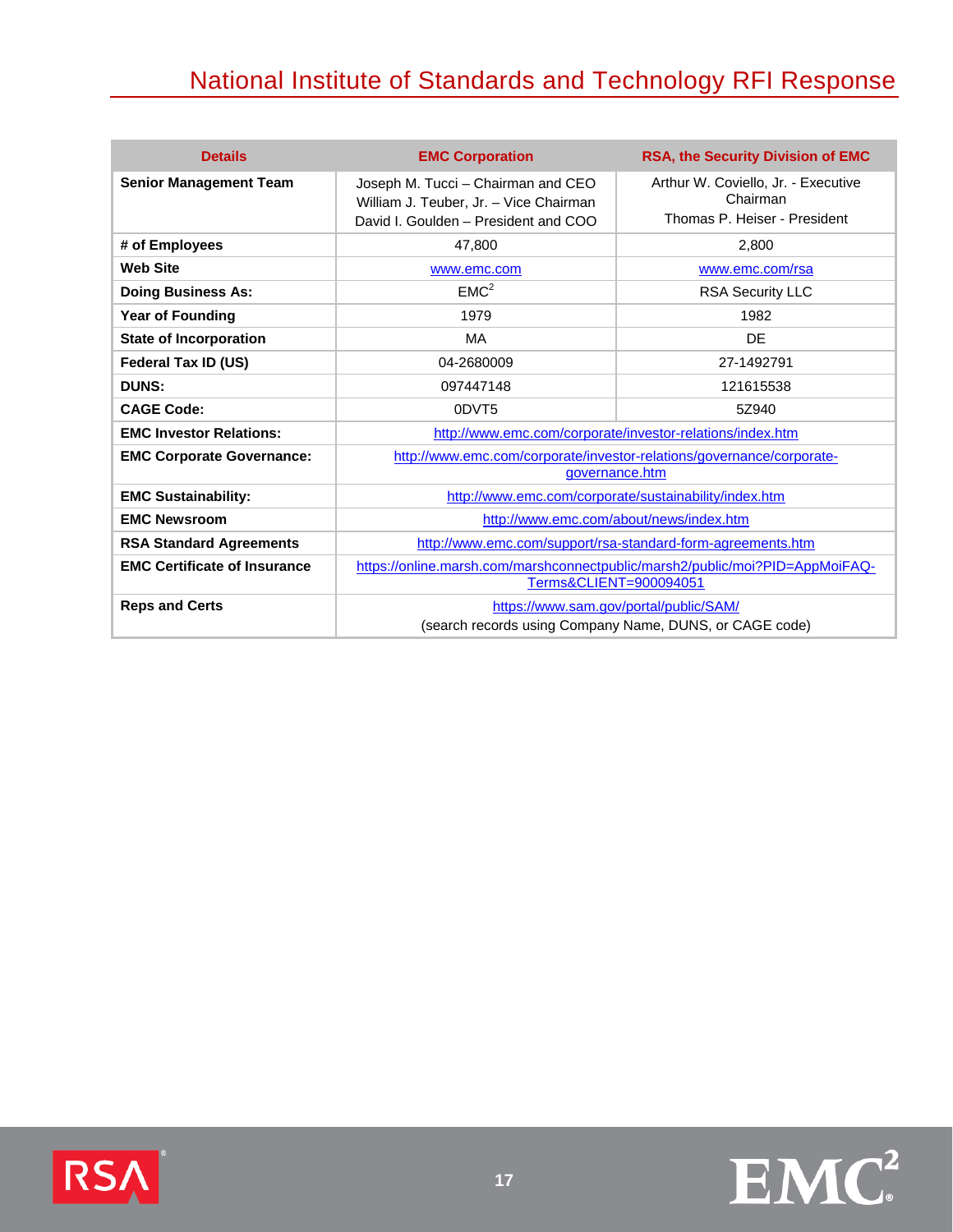| Details | EMC Corporation | RSA, the Security Division of EMC |
|---|---|---|
| **Senior Management Team** | Joseph M. Tucci – Chairman and CEO<br>William J. Teuber, Jr. – Vice Chairman<br>David I. Goulden – President and COO | Arthur W. Coviello, Jr. - Executive Chairman<br>Thomas P. Heiser - President |
| **# of Employees** | 47,800 | 2,800 |
| **Web Site** | www.emc.com | www.emc.com/rsa |
| **Doing Business As:** | EMC[2] | RSA Security LLC |
| **Year of Founding** | 1979 | 1982 |
| **State of Incorporation** | MA | DE |
| **Federal Tax ID (US)** | 04-2680009 | 27-1492791 |
| **DUNS:** | 097447148 | 121615538 |
| **CAGE Code:** | 0DVT5 | 5Z940 |
| **EMC Investor Relations:** | http://www.emc.com/corporate/investor-relations/index.htm | |
| **EMC Corporate Governance:** | http://www.emc.com/corporate/investor-relations/governance/corporate-governance.htm | |
| **EMC Sustainability:** | http://www.emc.com/corporate/sustainability/index.htm | |
| **EMC Newsroom** | http://www.emc.com/about/news/index.htm | |
| **RSA Standard Agreements** | http://www.emc.com/support/rsa-standard-form-agreements.htm | |
| **EMC Certificate of Insurance** | https://online.marsh.com/marshconnectpublic/marsh2/public/moi?PID=AppMoiFAQ-Terms&CLIENT=900094051 | |
| **Reps and Certs** | https://www.sam.gov/portal/public/SAM/<br>(search records using Company Name, DUNS, or CAGE code) | |